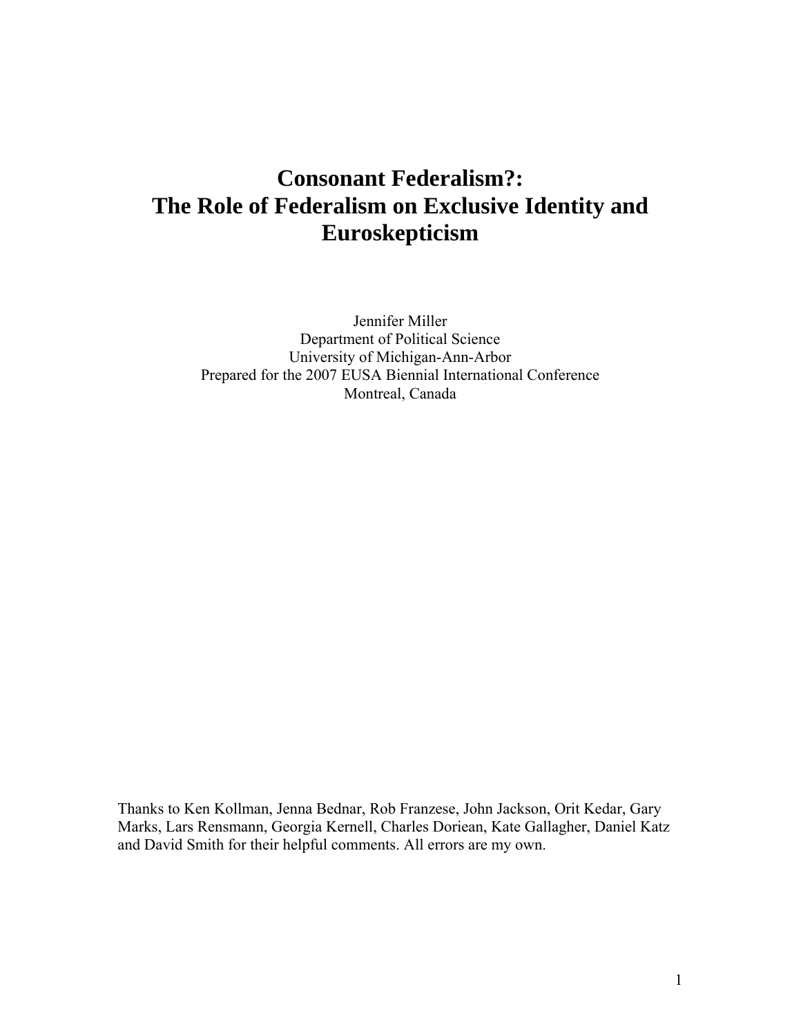# Consonant Federalism?: The Role of Federalism on Exclusive Identity and Euroskepticism

Jennifer Miller
Department of Political Science
University of Michigan-Ann-Arbor
Prepared for the 2007 EUSA Biennial International Conference
Montreal, Canada

Thanks to Ken Kollman, Jenna Bednar, Rob Franzese, John Jackson, Orit Kedar, Gary Marks, Lars Rensmann, Georgia Kernell, Charles Doriean, Kate Gallagher, Daniel Katz and David Smith for their helpful comments. All errors are my own.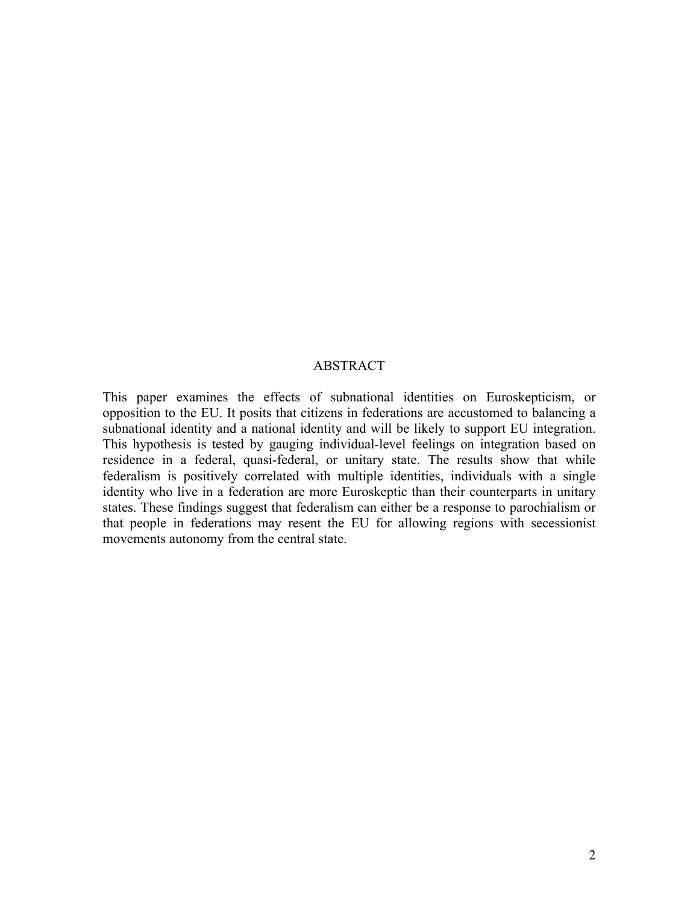# ABSTRACT

This paper examines the effects of subnational identities on Euroskepticism, or opposition to the EU. It posits that citizens in federations are accustomed to balancing a subnational identity and a national identity and will be likely to support EU integration. This hypothesis is tested by gauging individual-level feelings on integration based on residence in a federal, quasi-federal, or unitary state. The results show that while federalism is positively correlated with multiple identities, individuals with a single identity who live in a federation are more Euroskeptic than their counterparts in unitary states. These findings suggest that federalism can either be a response to parochialism or that people in federations may resent the EU for allowing regions with secessionist movements autonomy from the central state.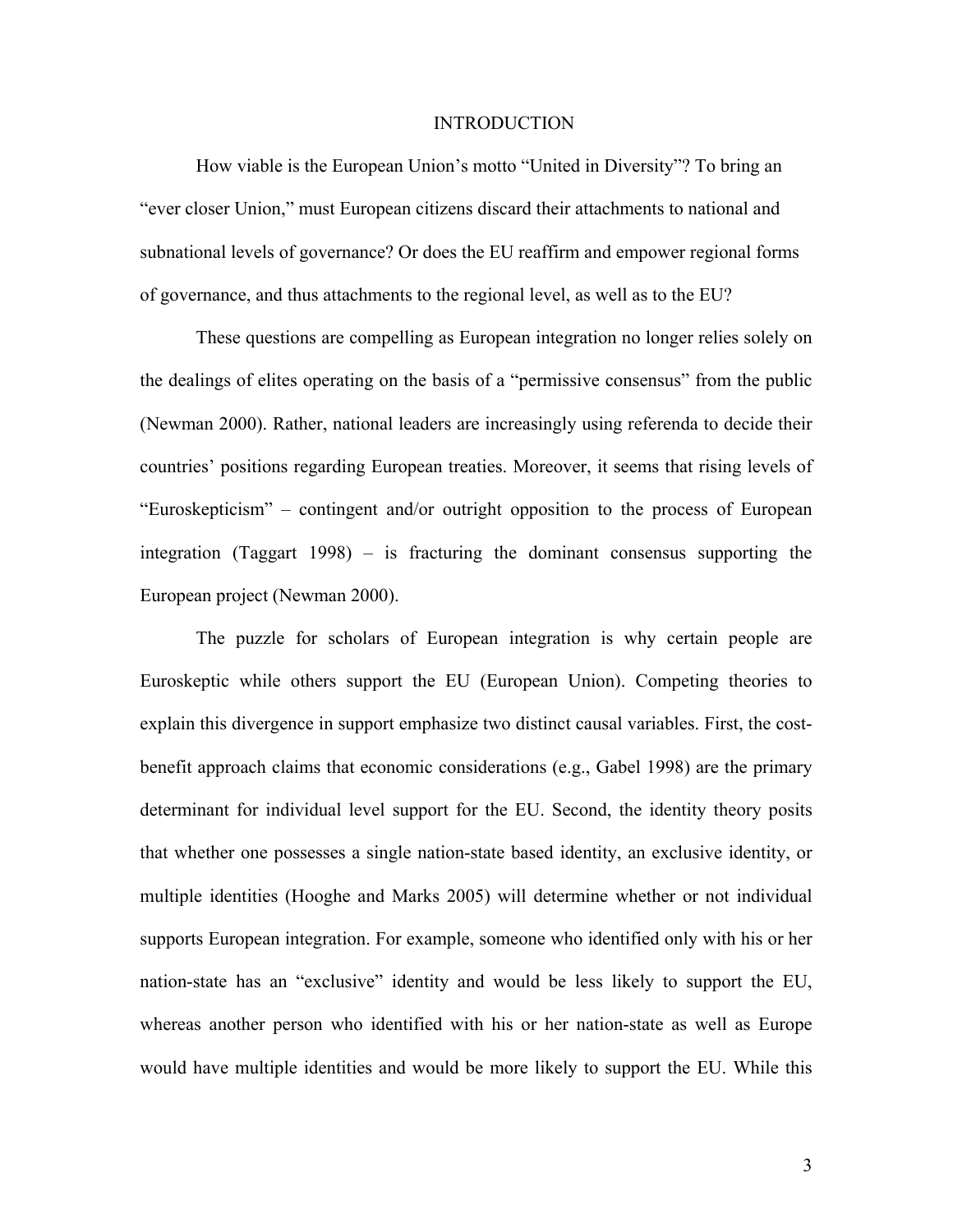# INTRODUCTION

How viable is the European Union's motto "United in Diversity"? To bring an "ever closer Union," must European citizens discard their attachments to national and subnational levels of governance? Or does the EU reaffirm and empower regional forms of governance, and thus attachments to the regional level, as well as to the EU?

These questions are compelling as European integration no longer relies solely on the dealings of elites operating on the basis of a "permissive consensus" from the public (Newman 2000). Rather, national leaders are increasingly using referenda to decide their countries' positions regarding European treaties. Moreover, it seems that rising levels of "Euroskepticism" – contingent and/or outright opposition to the process of European integration (Taggart 1998) – is fracturing the dominant consensus supporting the European project (Newman 2000).

The puzzle for scholars of European integration is why certain people are Euroskeptic while others support the EU (European Union). Competing theories to explain this divergence in support emphasize two distinct causal variables. First, the cost-benefit approach claims that economic considerations (e.g., Gabel 1998) are the primary determinant for individual level support for the EU. Second, the identity theory posits that whether one possesses a single nation-state based identity, an exclusive identity, or multiple identities (Hooghe and Marks 2005) will determine whether or not individual supports European integration. For example, someone who identified only with his or her nation-state has an "exclusive" identity and would be less likely to support the EU, whereas another person who identified with his or her nation-state as well as Europe would have multiple identities and would be more likely to support the EU. While this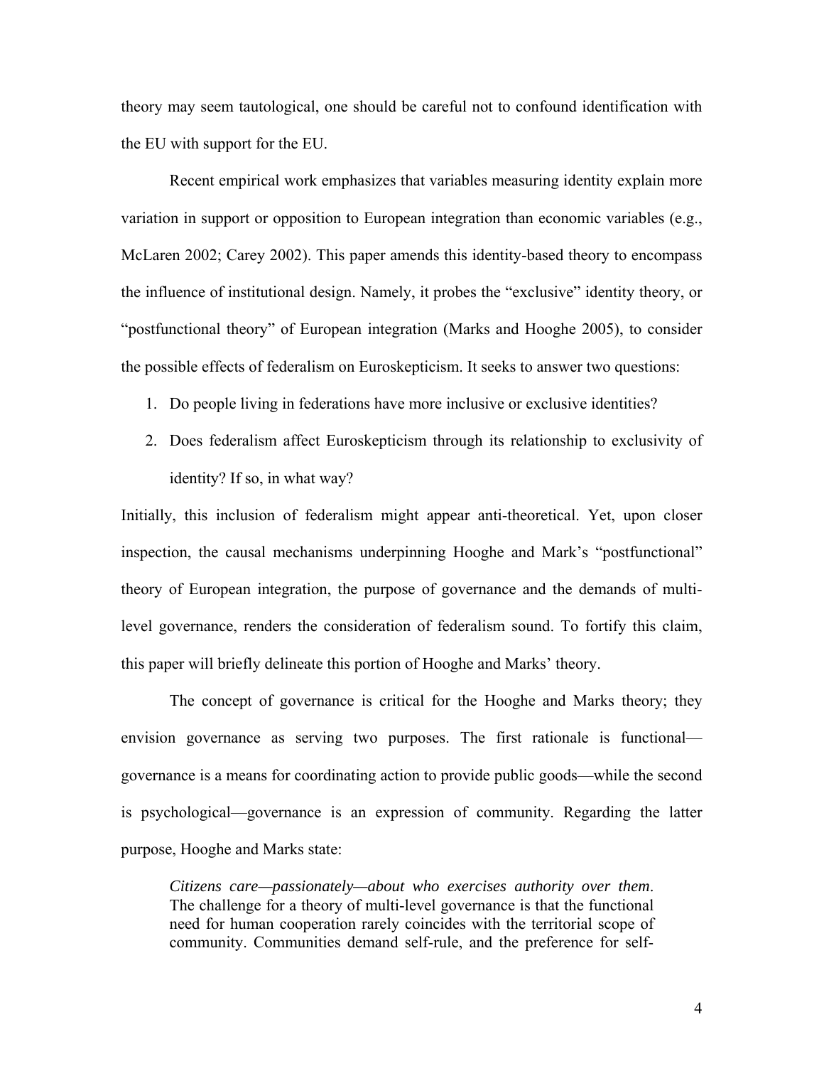theory may seem tautological, one should be careful not to confound identification with the EU with support for the EU.

Recent empirical work emphasizes that variables measuring identity explain more variation in support or opposition to European integration than economic variables (e.g., McLaren 2002; Carey 2002). This paper amends this identity-based theory to encompass the influence of institutional design. Namely, it probes the "exclusive" identity theory, or "postfunctional theory" of European integration (Marks and Hooghe 2005), to consider the possible effects of federalism on Euroskepticism. It seeks to answer two questions:

1. Do people living in federations have more inclusive or exclusive identities?
2. Does federalism affect Euroskepticism through its relationship to exclusivity of identity? If so, in what way?

Initially, this inclusion of federalism might appear anti-theoretical. Yet, upon closer inspection, the causal mechanisms underpinning Hooghe and Mark's "postfunctional" theory of European integration, the purpose of governance and the demands of multi-level governance, renders the consideration of federalism sound. To fortify this claim, this paper will briefly delineate this portion of Hooghe and Marks' theory.

The concept of governance is critical for the Hooghe and Marks theory; they envision governance as serving two purposes. The first rationale is functional—governance is a means for coordinating action to provide public goods—while the second is psychological—governance is an expression of community. Regarding the latter purpose, Hooghe and Marks state:

> *Citizens care—passionately—about who exercises authority over them*. The challenge for a theory of multi-level governance is that the functional need for human cooperation rarely coincides with the territorial scope of community. Communities demand self-rule, and the preference for self-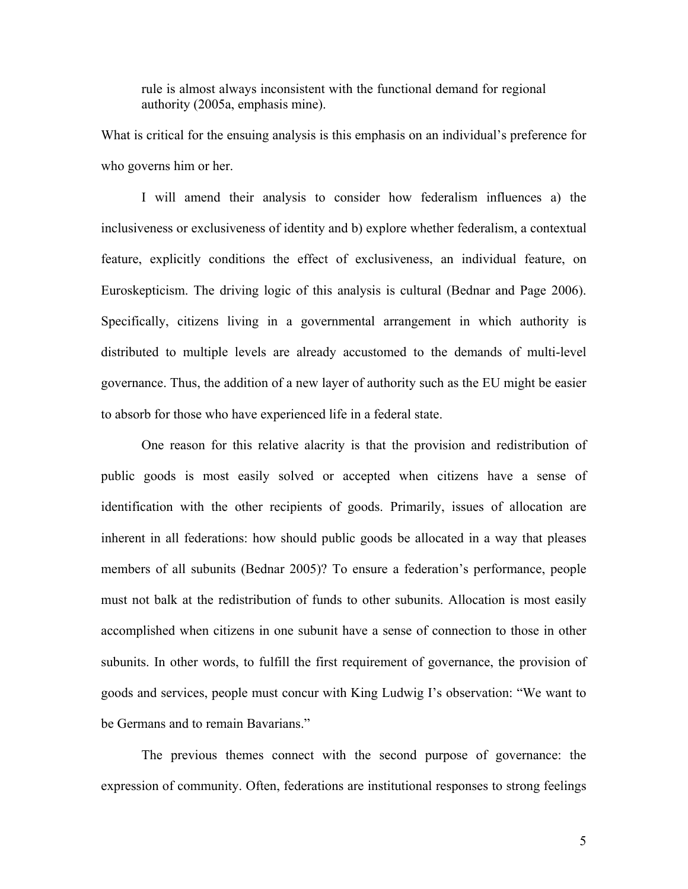> rule is almost always inconsistent with the functional demand for regional authority (2005a, emphasis mine).

What is critical for the ensuing analysis is this emphasis on an individual's preference for who governs him or her.

I will amend their analysis to consider how federalism influences a) the inclusiveness or exclusiveness of identity and b) explore whether federalism, a contextual feature, explicitly conditions the effect of exclusiveness, an individual feature, on Euroskepticism. The driving logic of this analysis is cultural (Bednar and Page 2006). Specifically, citizens living in a governmental arrangement in which authority is distributed to multiple levels are already accustomed to the demands of multi-level governance. Thus, the addition of a new layer of authority such as the EU might be easier to absorb for those who have experienced life in a federal state.

One reason for this relative alacrity is that the provision and redistribution of public goods is most easily solved or accepted when citizens have a sense of identification with the other recipients of goods. Primarily, issues of allocation are inherent in all federations: how should public goods be allocated in a way that pleases members of all subunits (Bednar 2005)? To ensure a federation's performance, people must not balk at the redistribution of funds to other subunits. Allocation is most easily accomplished when citizens in one subunit have a sense of connection to those in other subunits. In other words, to fulfill the first requirement of governance, the provision of goods and services, people must concur with King Ludwig I's observation: "We want to be Germans and to remain Bavarians."

The previous themes connect with the second purpose of governance: the expression of community. Often, federations are institutional responses to strong feelings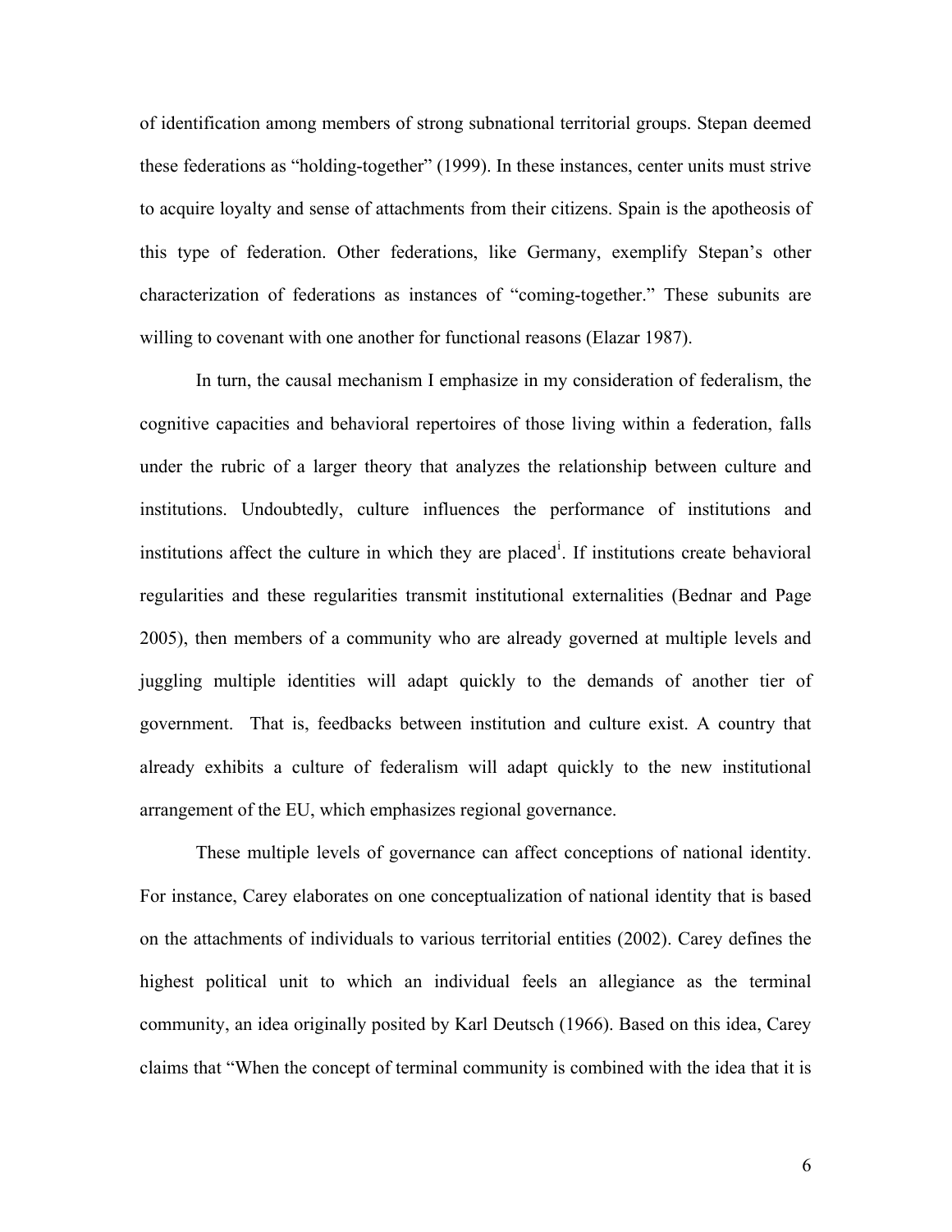of identification among members of strong subnational territorial groups. Stepan deemed these federations as "holding-together" (1999). In these instances, center units must strive to acquire loyalty and sense of attachments from their citizens. Spain is the apotheosis of this type of federation. Other federations, like Germany, exemplify Stepan's other characterization of federations as instances of "coming-together." These subunits are willing to covenant with one another for functional reasons (Elazar 1987).

In turn, the causal mechanism I emphasize in my consideration of federalism, the cognitive capacities and behavioral repertoires of those living within a federation, falls under the rubric of a larger theory that analyzes the relationship between culture and institutions. Undoubtedly, culture influences the performance of institutions and institutions affect the culture in which they are placed[i]. If institutions create behavioral regularities and these regularities transmit institutional externalities (Bednar and Page 2005), then members of a community who are already governed at multiple levels and juggling multiple identities will adapt quickly to the demands of another tier of government. That is, feedbacks between institution and culture exist. A country that already exhibits a culture of federalism will adapt quickly to the new institutional arrangement of the EU, which emphasizes regional governance.

These multiple levels of governance can affect conceptions of national identity. For instance, Carey elaborates on one conceptualization of national identity that is based on the attachments of individuals to various territorial entities (2002). Carey defines the highest political unit to which an individual feels an allegiance as the terminal community, an idea originally posited by Karl Deutsch (1966). Based on this idea, Carey claims that "When the concept of terminal community is combined with the idea that it is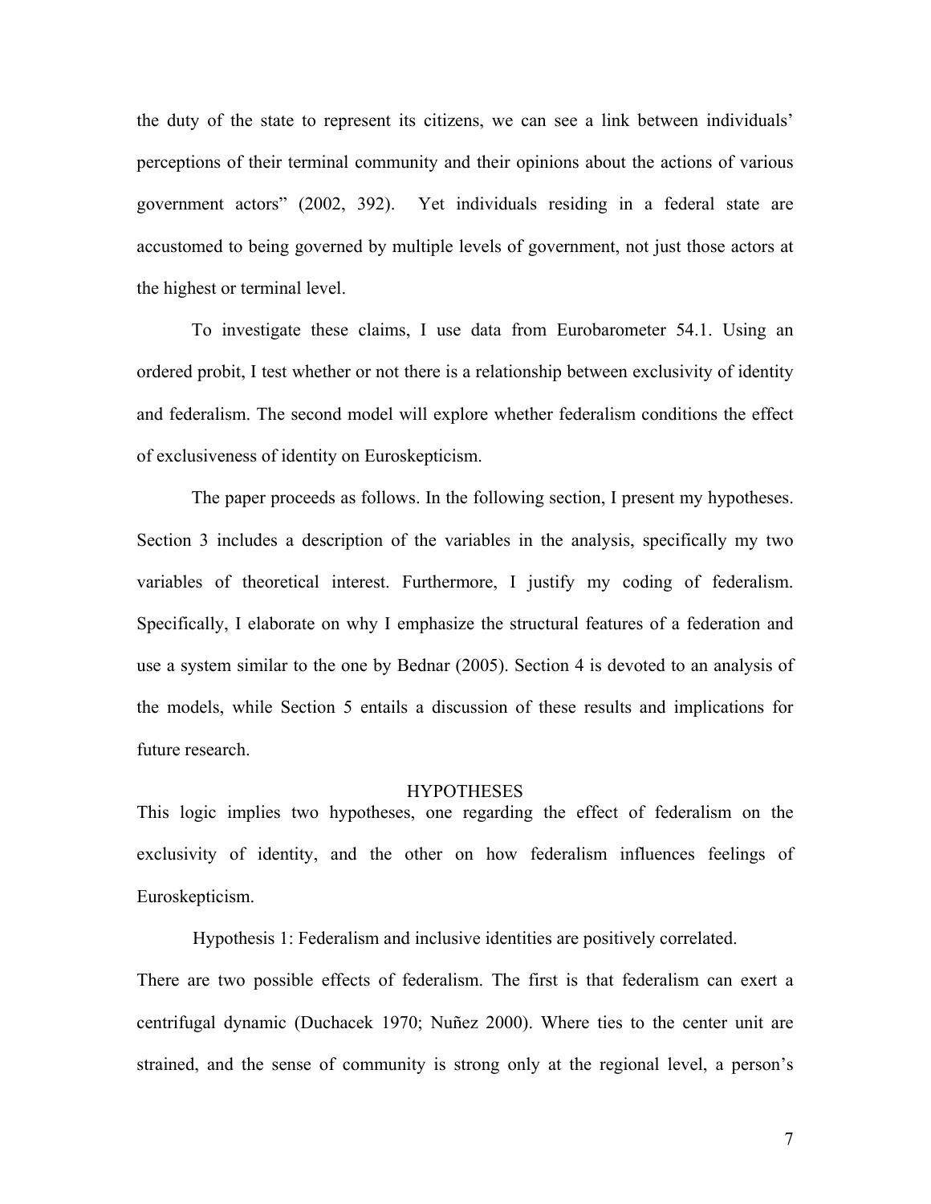the duty of the state to represent its citizens, we can see a link between individuals' perceptions of their terminal community and their opinions about the actions of various government actors" (2002, 392). Yet individuals residing in a federal state are accustomed to being governed by multiple levels of government, not just those actors at the highest or terminal level.

To investigate these claims, I use data from Eurobarometer 54.1. Using an ordered probit, I test whether or not there is a relationship between exclusivity of identity and federalism. The second model will explore whether federalism conditions the effect of exclusiveness of identity on Euroskepticism.

The paper proceeds as follows. In the following section, I present my hypotheses. Section 3 includes a description of the variables in the analysis, specifically my two variables of theoretical interest. Furthermore, I justify my coding of federalism. Specifically, I elaborate on why I emphasize the structural features of a federation and use a system similar to the one by Bednar (2005). Section 4 is devoted to an analysis of the models, while Section 5 entails a discussion of these results and implications for future research.

## HYPOTHESES

This logic implies two hypotheses, one regarding the effect of federalism on the exclusivity of identity, and the other on how federalism influences feelings of Euroskepticism.

Hypothesis 1: Federalism and inclusive identities are positively correlated.

There are two possible effects of federalism. The first is that federalism can exert a centrifugal dynamic (Duchacek 1970; Nuñez 2000). Where ties to the center unit are strained, and the sense of community is strong only at the regional level, a person's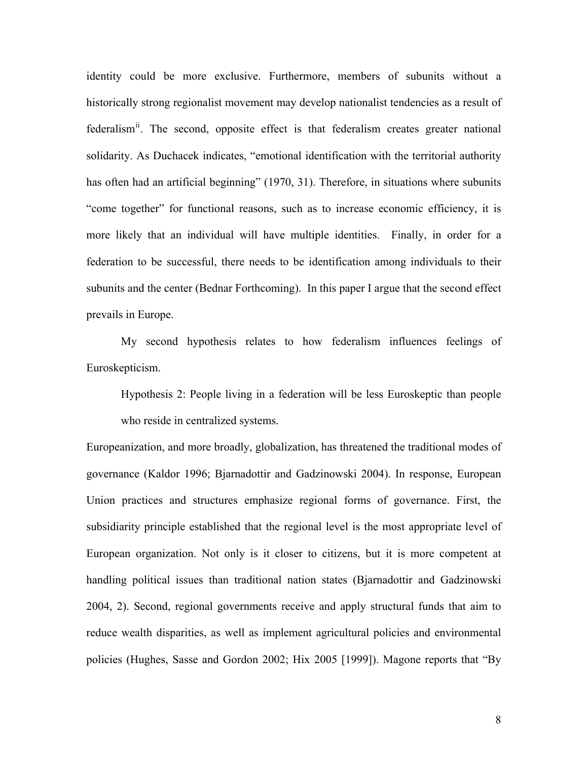identity could be more exclusive. Furthermore, members of subunits without a historically strong regionalist movement may develop nationalist tendencies as a result of federalism[ii]. The second, opposite effect is that federalism creates greater national solidarity. As Duchacek indicates, "emotional identification with the territorial authority has often had an artificial beginning" (1970, 31). Therefore, in situations where subunits "come together" for functional reasons, such as to increase economic efficiency, it is more likely that an individual will have multiple identities. Finally, in order for a federation to be successful, there needs to be identification among individuals to their subunits and the center (Bednar Forthcoming). In this paper I argue that the second effect prevails in Europe.

My second hypothesis relates to how federalism influences feelings of Euroskepticism.

> Hypothesis 2: People living in a federation will be less Euroskeptic than people who reside in centralized systems.

Europeanization, and more broadly, globalization, has threatened the traditional modes of governance (Kaldor 1996; Bjarnadottir and Gadzinowski 2004). In response, European Union practices and structures emphasize regional forms of governance. First, the subsidiarity principle established that the regional level is the most appropriate level of European organization. Not only is it closer to citizens, but it is more competent at handling political issues than traditional nation states (Bjarnadottir and Gadzinowski 2004, 2). Second, regional governments receive and apply structural funds that aim to reduce wealth disparities, as well as implement agricultural policies and environmental policies (Hughes, Sasse and Gordon 2002; Hix 2005 [1999]). Magone reports that "By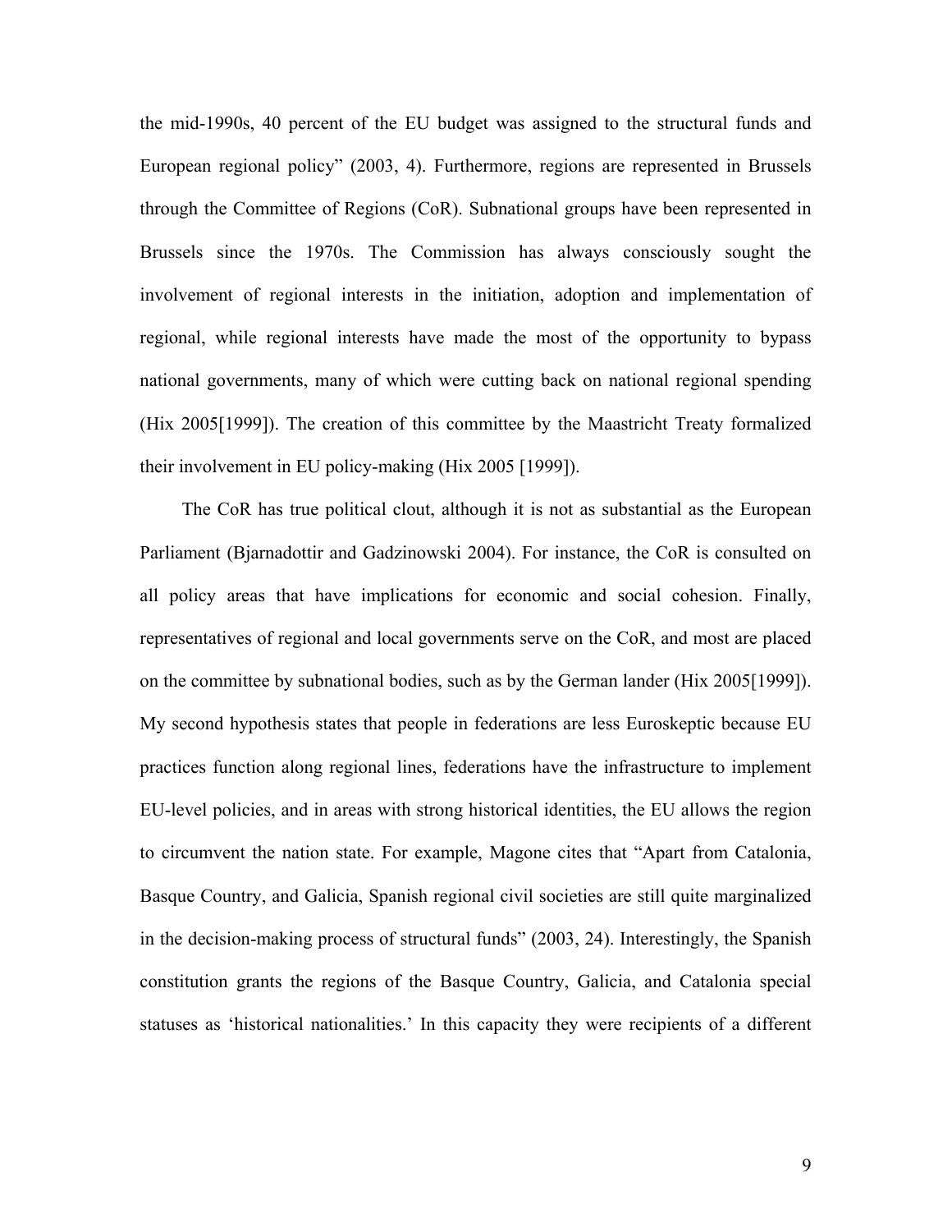the mid-1990s, 40 percent of the EU budget was assigned to the structural funds and European regional policy" (2003, 4). Furthermore, regions are represented in Brussels through the Committee of Regions (CoR). Subnational groups have been represented in Brussels since the 1970s. The Commission has always consciously sought the involvement of regional interests in the initiation, adoption and implementation of regional, while regional interests have made the most of the opportunity to bypass national governments, many of which were cutting back on national regional spending (Hix 2005[1999]). The creation of this committee by the Maastricht Treaty formalized their involvement in EU policy-making (Hix 2005 [1999]).

The CoR has true political clout, although it is not as substantial as the European Parliament (Bjarnadottir and Gadzinowski 2004). For instance, the CoR is consulted on all policy areas that have implications for economic and social cohesion. Finally, representatives of regional and local governments serve on the CoR, and most are placed on the committee by subnational bodies, such as by the German lander (Hix 2005[1999]). My second hypothesis states that people in federations are less Euroskeptic because EU practices function along regional lines, federations have the infrastructure to implement EU-level policies, and in areas with strong historical identities, the EU allows the region to circumvent the nation state. For example, Magone cites that "Apart from Catalonia, Basque Country, and Galicia, Spanish regional civil societies are still quite marginalized in the decision-making process of structural funds" (2003, 24). Interestingly, the Spanish constitution grants the regions of the Basque Country, Galicia, and Catalonia special statuses as 'historical nationalities.' In this capacity they were recipients of a different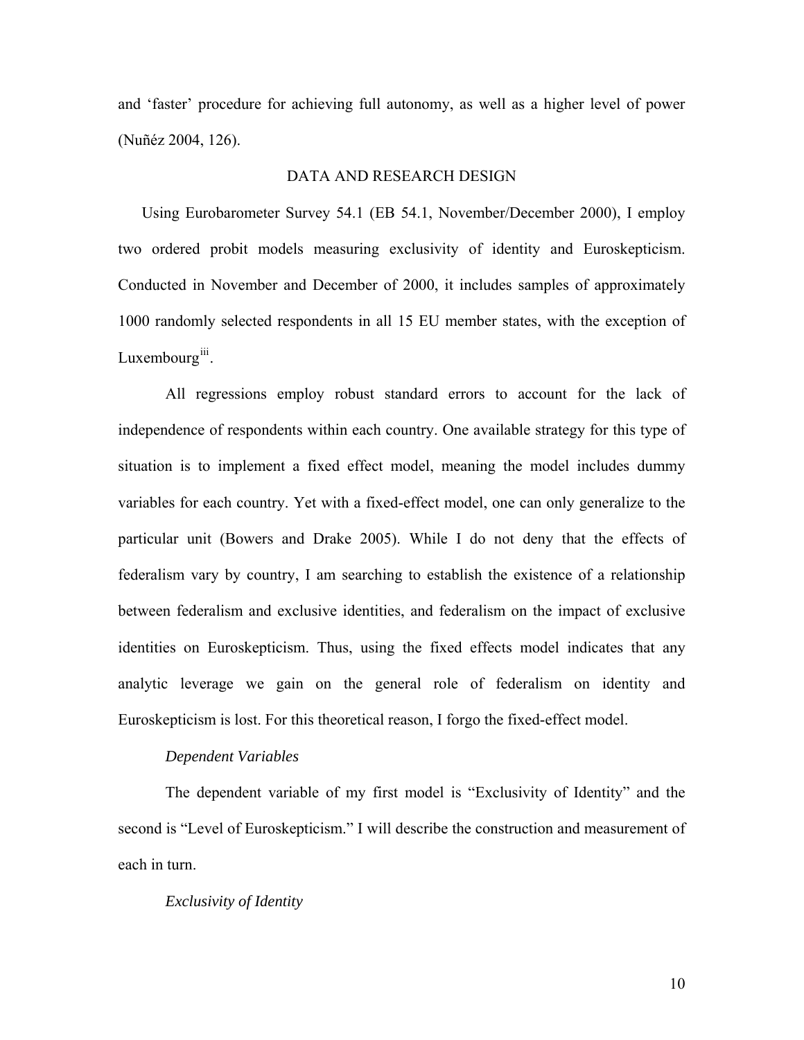and 'faster' procedure for achieving full autonomy, as well as a higher level of power (Nuñéz 2004, 126).

## DATA AND RESEARCH DESIGN

Using Eurobarometer Survey 54.1 (EB 54.1, November/December 2000), I employ two ordered probit models measuring exclusivity of identity and Euroskepticism. Conducted in November and December of 2000, it includes samples of approximately 1000 randomly selected respondents in all 15 EU member states, with the exception of Luxembourg[iii].

All regressions employ robust standard errors to account for the lack of independence of respondents within each country. One available strategy for this type of situation is to implement a fixed effect model, meaning the model includes dummy variables for each country. Yet with a fixed-effect model, one can only generalize to the particular unit (Bowers and Drake 2005). While I do not deny that the effects of federalism vary by country, I am searching to establish the existence of a relationship between federalism and exclusive identities, and federalism on the impact of exclusive identities on Euroskepticism. Thus, using the fixed effects model indicates that any analytic leverage we gain on the general role of federalism on identity and Euroskepticism is lost. For this theoretical reason, I forgo the fixed-effect model.

### *Dependent Variables*

The dependent variable of my first model is "Exclusivity of Identity" and the second is "Level of Euroskepticism." I will describe the construction and measurement of each in turn.

### *Exclusivity of Identity*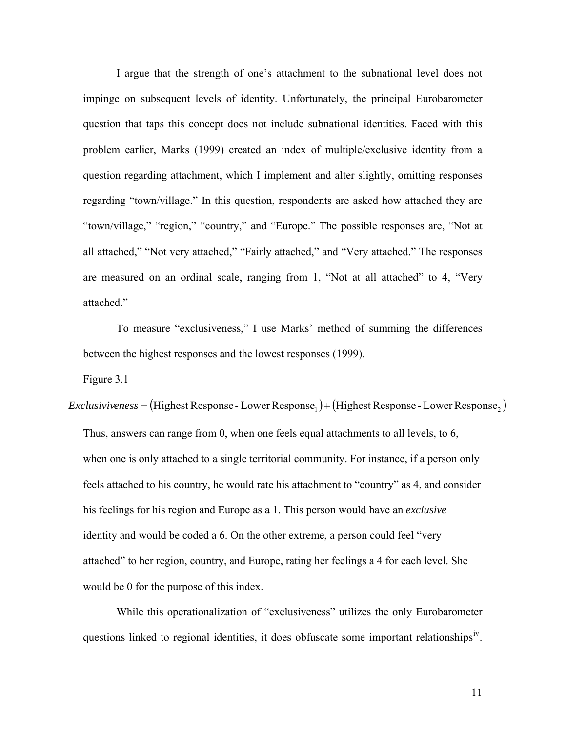I argue that the strength of one's attachment to the subnational level does not impinge on subsequent levels of identity. Unfortunately, the principal Eurobarometer question that taps this concept does not include subnational identities. Faced with this problem earlier, Marks (1999) created an index of multiple/exclusive identity from a question regarding attachment, which I implement and alter slightly, omitting responses regarding "town/village." In this question, respondents are asked how attached they are "town/village," "region," "country," and "Europe." The possible responses are, "Not at all attached," "Not very attached," "Fairly attached," and "Very attached." The responses are measured on an ordinal scale, ranging from 1, "Not at all attached" to 4, "Very attached."

To measure "exclusiveness," I use Marks' method of summing the differences between the highest responses and the lowest responses (1999).

Figure 3.1

$$Exclusiviveness = (\text{Highest Response - Lower Response}_1) + (\text{Highest Response - Lower Response}_2)$$

Thus, answers can range from 0, when one feels equal attachments to all levels, to 6, when one is only attached to a single territorial community. For instance, if a person only feels attached to his country, he would rate his attachment to "country" as 4, and consider his feelings for his region and Europe as a 1. This person would have an *exclusive* identity and would be coded a 6. On the other extreme, a person could feel "very attached" to her region, country, and Europe, rating her feelings a 4 for each level. She would be 0 for the purpose of this index.

While this operationalization of "exclusiveness" utilizes the only Eurobarometer questions linked to regional identities, it does obfuscate some important relationships[iv].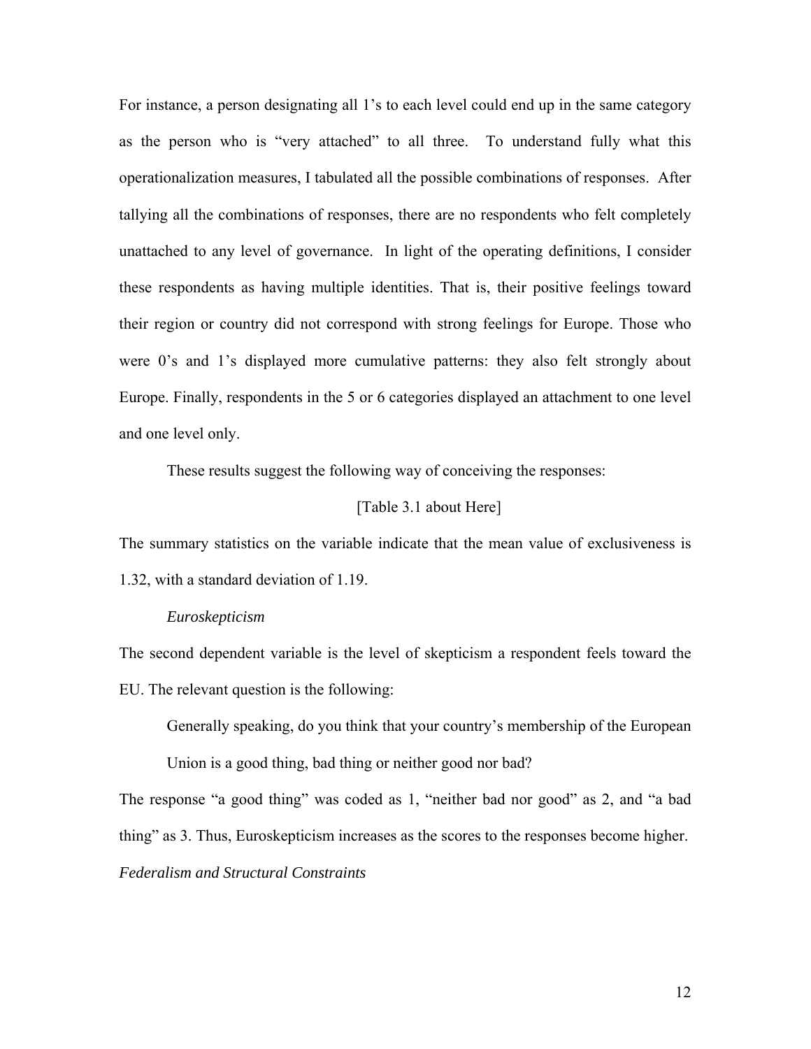For instance, a person designating all 1's to each level could end up in the same category as the person who is "very attached" to all three. To understand fully what this operationalization measures, I tabulated all the possible combinations of responses. After tallying all the combinations of responses, there are no respondents who felt completely unattached to any level of governance. In light of the operating definitions, I consider these respondents as having multiple identities. That is, their positive feelings toward their region or country did not correspond with strong feelings for Europe. Those who were 0's and 1's displayed more cumulative patterns: they also felt strongly about Europe. Finally, respondents in the 5 or 6 categories displayed an attachment to one level and one level only.

These results suggest the following way of conceiving the responses:

[Table 3.1 about Here]

The summary statistics on the variable indicate that the mean value of exclusiveness is 1.32, with a standard deviation of 1.19.

*Euroskepticism*

The second dependent variable is the level of skepticism a respondent feels toward the EU. The relevant question is the following:

> Generally speaking, do you think that your country's membership of the European Union is a good thing, bad thing or neither good nor bad?

The response "a good thing" was coded as 1, "neither bad nor good" as 2, and "a bad thing" as 3. Thus, Euroskepticism increases as the scores to the responses become higher.

*Federalism and Structural Constraints*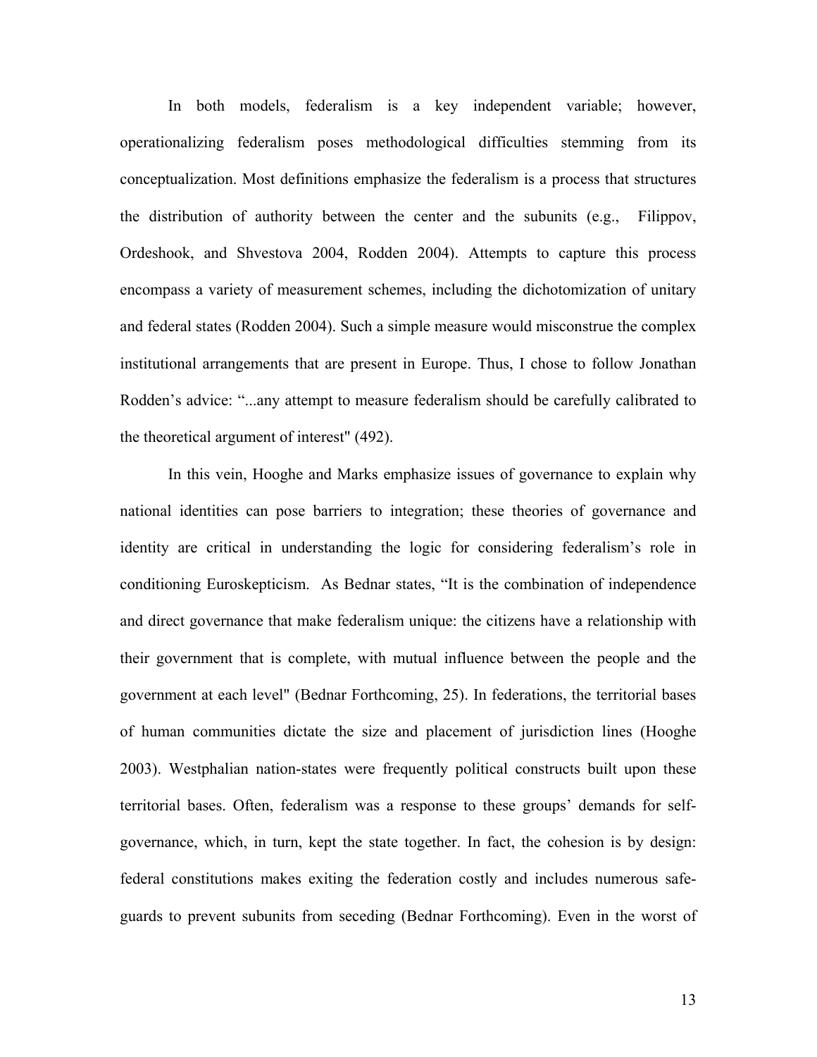In both models, federalism is a key independent variable; however, operationalizing federalism poses methodological difficulties stemming from its conceptualization. Most definitions emphasize the federalism is a process that structures the distribution of authority between the center and the subunits (e.g., Filippov, Ordeshook, and Shvestova 2004, Rodden 2004). Attempts to capture this process encompass a variety of measurement schemes, including the dichotomization of unitary and federal states (Rodden 2004). Such a simple measure would misconstrue the complex institutional arrangements that are present in Europe. Thus, I chose to follow Jonathan Rodden's advice: "...any attempt to measure federalism should be carefully calibrated to the theoretical argument of interest" (492).

In this vein, Hooghe and Marks emphasize issues of governance to explain why national identities can pose barriers to integration; these theories of governance and identity are critical in understanding the logic for considering federalism's role in conditioning Euroskepticism. As Bednar states, "It is the combination of independence and direct governance that make federalism unique: the citizens have a relationship with their government that is complete, with mutual influence between the people and the government at each level" (Bednar Forthcoming, 25). In federations, the territorial bases of human communities dictate the size and placement of jurisdiction lines (Hooghe 2003). Westphalian nation-states were frequently political constructs built upon these territorial bases. Often, federalism was a response to these groups' demands for self-governance, which, in turn, kept the state together. In fact, the cohesion is by design: federal constitutions makes exiting the federation costly and includes numerous safe-guards to prevent subunits from seceding (Bednar Forthcoming). Even in the worst of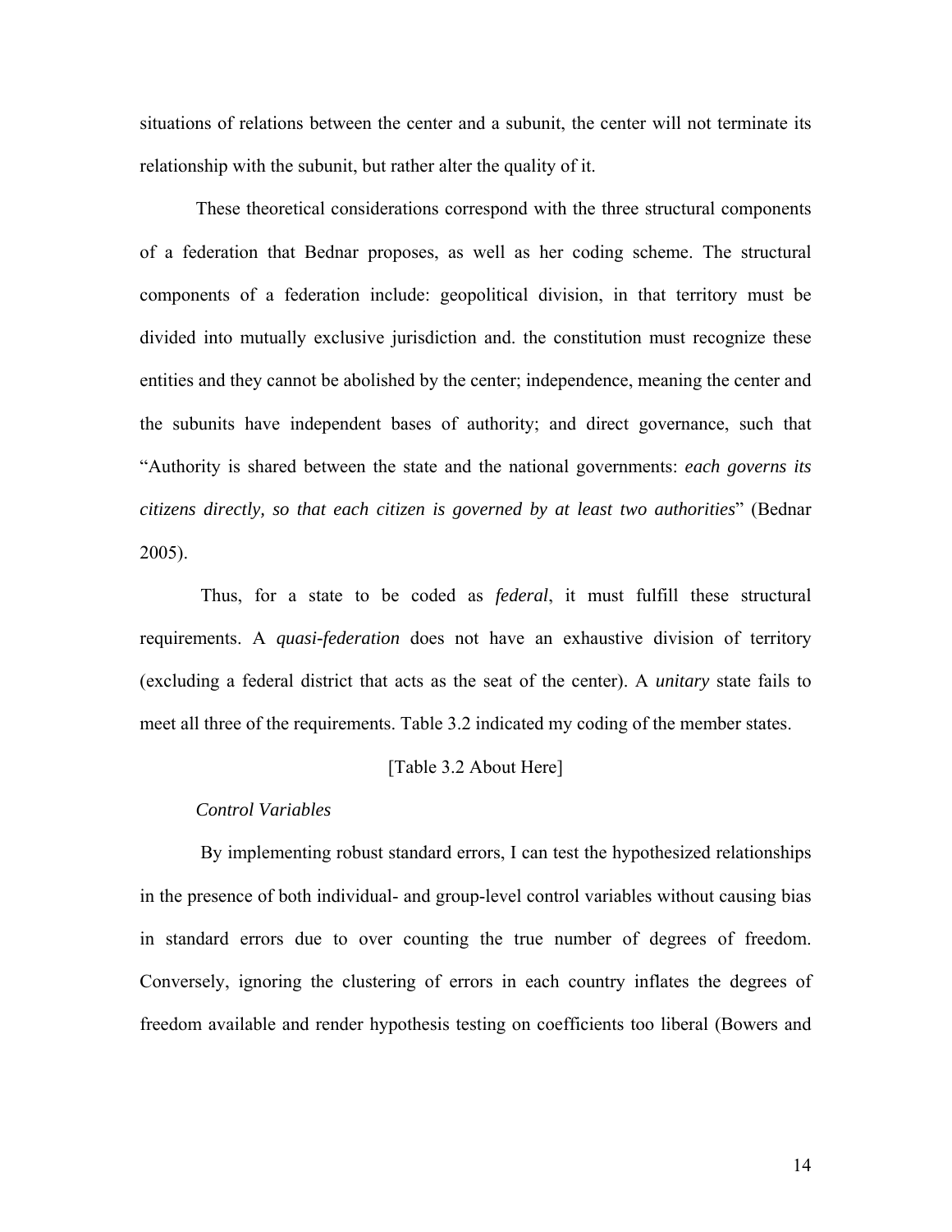situations of relations between the center and a subunit, the center will not terminate its relationship with the subunit, but rather alter the quality of it.

These theoretical considerations correspond with the three structural components of a federation that Bednar proposes, as well as her coding scheme. The structural components of a federation include: geopolitical division, in that territory must be divided into mutually exclusive jurisdiction and. the constitution must recognize these entities and they cannot be abolished by the center; independence, meaning the center and the subunits have independent bases of authority; and direct governance, such that "Authority is shared between the state and the national governments: *each governs its citizens directly, so that each citizen is governed by at least two authorities*" (Bednar 2005).

Thus, for a state to be coded as *federal*, it must fulfill these structural requirements. A *quasi-federation* does not have an exhaustive division of territory (excluding a federal district that acts as the seat of the center). A *unitary* state fails to meet all three of the requirements. Table 3.2 indicated my coding of the member states.

[Table 3.2 About Here]

*Control Variables*

By implementing robust standard errors, I can test the hypothesized relationships in the presence of both individual- and group-level control variables without causing bias in standard errors due to over counting the true number of degrees of freedom. Conversely, ignoring the clustering of errors in each country inflates the degrees of freedom available and render hypothesis testing on coefficients too liberal (Bowers and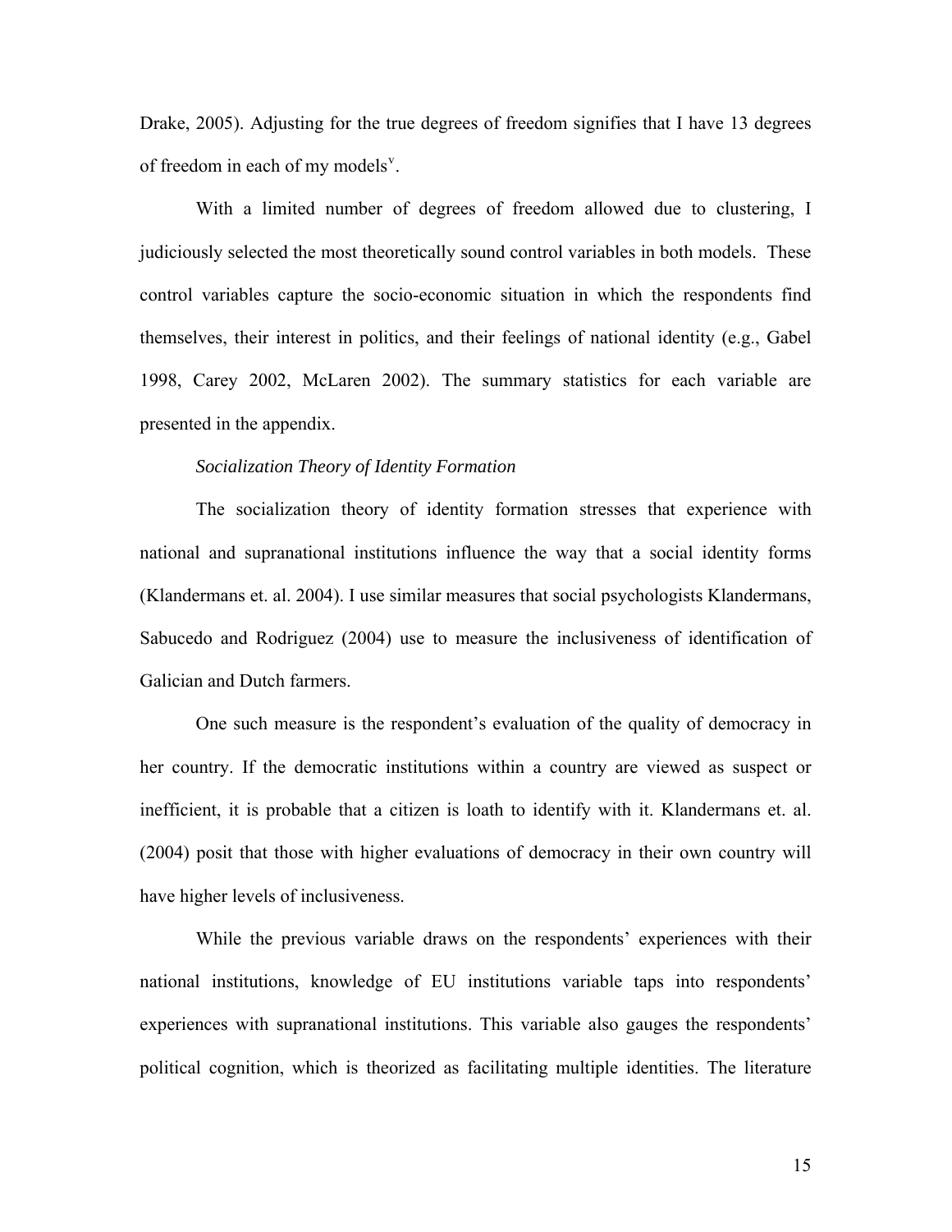Drake, 2005). Adjusting for the true degrees of freedom signifies that I have 13 degrees of freedom in each of my models[v].

With a limited number of degrees of freedom allowed due to clustering, I judiciously selected the most theoretically sound control variables in both models. These control variables capture the socio-economic situation in which the respondents find themselves, their interest in politics, and their feelings of national identity (e.g., Gabel 1998, Carey 2002, McLaren 2002). The summary statistics for each variable are presented in the appendix.

*Socialization Theory of Identity Formation*

The socialization theory of identity formation stresses that experience with national and supranational institutions influence the way that a social identity forms (Klandermans et. al. 2004). I use similar measures that social psychologists Klandermans, Sabucedo and Rodriguez (2004) use to measure the inclusiveness of identification of Galician and Dutch farmers.

One such measure is the respondent's evaluation of the quality of democracy in her country. If the democratic institutions within a country are viewed as suspect or inefficient, it is probable that a citizen is loath to identify with it. Klandermans et. al. (2004) posit that those with higher evaluations of democracy in their own country will have higher levels of inclusiveness.

While the previous variable draws on the respondents' experiences with their national institutions, knowledge of EU institutions variable taps into respondents' experiences with supranational institutions. This variable also gauges the respondents' political cognition, which is theorized as facilitating multiple identities. The literature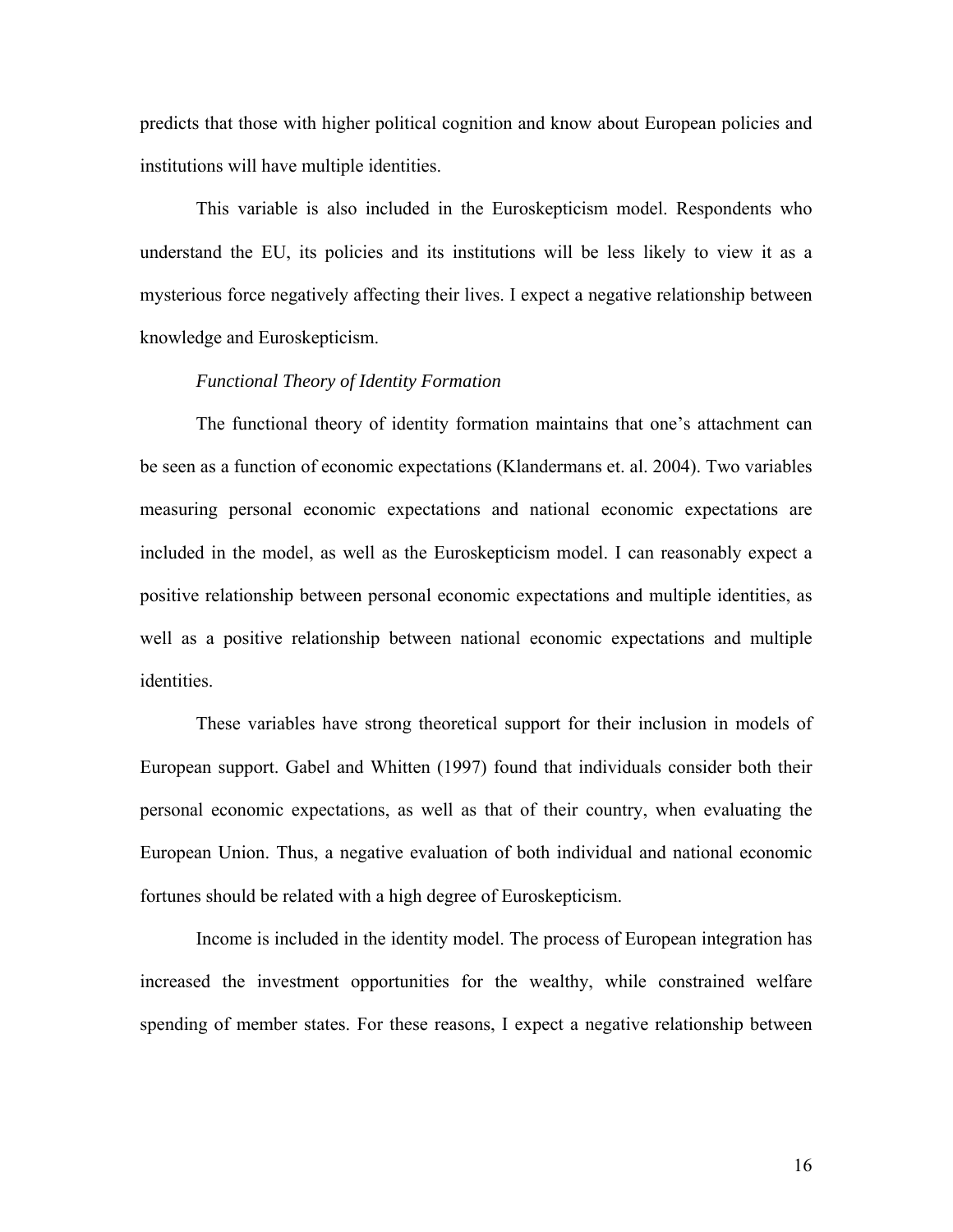predicts that those with higher political cognition and know about European policies and institutions will have multiple identities.

This variable is also included in the Euroskepticism model. Respondents who understand the EU, its policies and its institutions will be less likely to view it as a mysterious force negatively affecting their lives. I expect a negative relationship between knowledge and Euroskepticism.

*Functional Theory of Identity Formation*

The functional theory of identity formation maintains that one's attachment can be seen as a function of economic expectations (Klandermans et. al. 2004). Two variables measuring personal economic expectations and national economic expectations are included in the model, as well as the Euroskepticism model. I can reasonably expect a positive relationship between personal economic expectations and multiple identities, as well as a positive relationship between national economic expectations and multiple identities.

These variables have strong theoretical support for their inclusion in models of European support. Gabel and Whitten (1997) found that individuals consider both their personal economic expectations, as well as that of their country, when evaluating the European Union. Thus, a negative evaluation of both individual and national economic fortunes should be related with a high degree of Euroskepticism.

Income is included in the identity model. The process of European integration has increased the investment opportunities for the wealthy, while constrained welfare spending of member states. For these reasons, I expect a negative relationship between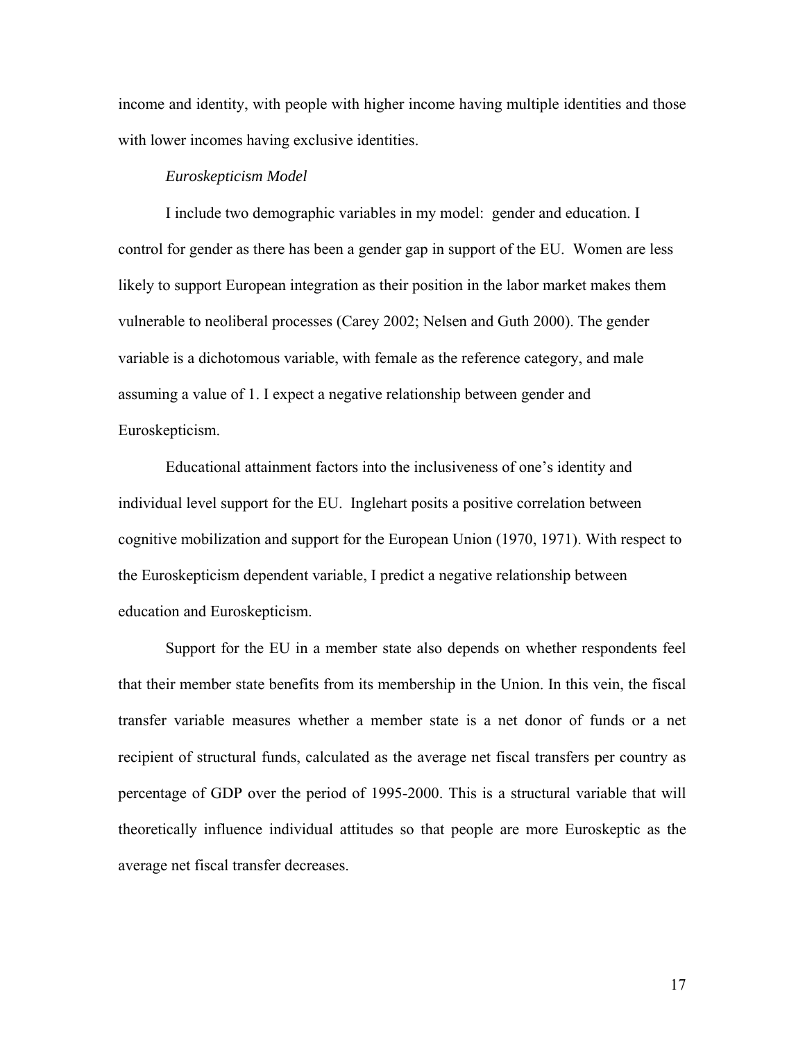income and identity, with people with higher income having multiple identities and those with lower incomes having exclusive identities.

*Euroskepticism Model*

I include two demographic variables in my model: gender and education. I control for gender as there has been a gender gap in support of the EU. Women are less likely to support European integration as their position in the labor market makes them vulnerable to neoliberal processes (Carey 2002; Nelsen and Guth 2000). The gender variable is a dichotomous variable, with female as the reference category, and male assuming a value of 1. I expect a negative relationship between gender and Euroskepticism.

Educational attainment factors into the inclusiveness of one's identity and individual level support for the EU. Inglehart posits a positive correlation between cognitive mobilization and support for the European Union (1970, 1971). With respect to the Euroskepticism dependent variable, I predict a negative relationship between education and Euroskepticism.

Support for the EU in a member state also depends on whether respondents feel that their member state benefits from its membership in the Union. In this vein, the fiscal transfer variable measures whether a member state is a net donor of funds or a net recipient of structural funds, calculated as the average net fiscal transfers per country as percentage of GDP over the period of 1995-2000. This is a structural variable that will theoretically influence individual attitudes so that people are more Euroskeptic as the average net fiscal transfer decreases.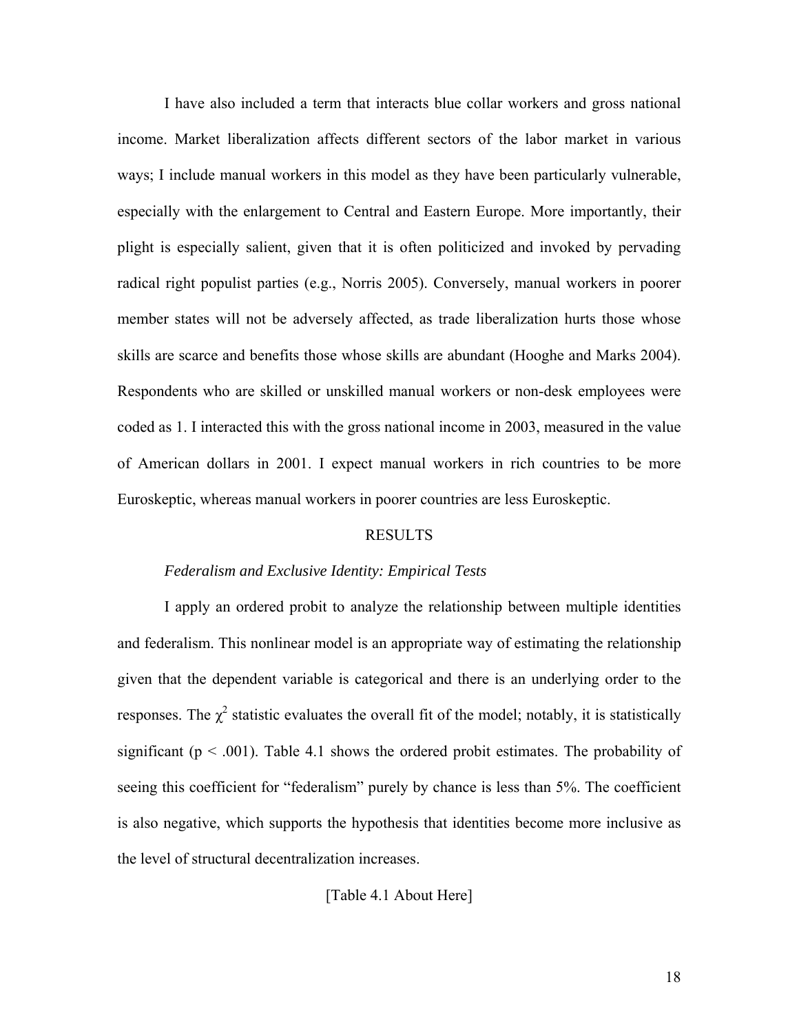I have also included a term that interacts blue collar workers and gross national income. Market liberalization affects different sectors of the labor market in various ways; I include manual workers in this model as they have been particularly vulnerable, especially with the enlargement to Central and Eastern Europe. More importantly, their plight is especially salient, given that it is often politicized and invoked by pervading radical right populist parties (e.g., Norris 2005). Conversely, manual workers in poorer member states will not be adversely affected, as trade liberalization hurts those whose skills are scarce and benefits those whose skills are abundant (Hooghe and Marks 2004). Respondents who are skilled or unskilled manual workers or non-desk employees were coded as 1. I interacted this with the gross national income in 2003, measured in the value of American dollars in 2001. I expect manual workers in rich countries to be more Euroskeptic, whereas manual workers in poorer countries are less Euroskeptic.

## RESULTS

### *Federalism and Exclusive Identity: Empirical Tests*

I apply an ordered probit to analyze the relationship between multiple identities and federalism. This nonlinear model is an appropriate way of estimating the relationship given that the dependent variable is categorical and there is an underlying order to the responses. The $\chi^2$ statistic evaluates the overall fit of the model; notably, it is statistically significant ($p < .001$). Table 4.1 shows the ordered probit estimates. The probability of seeing this coefficient for "federalism" purely by chance is less than 5%. The coefficient is also negative, which supports the hypothesis that identities become more inclusive as the level of structural decentralization increases.

[Table 4.1 About Here]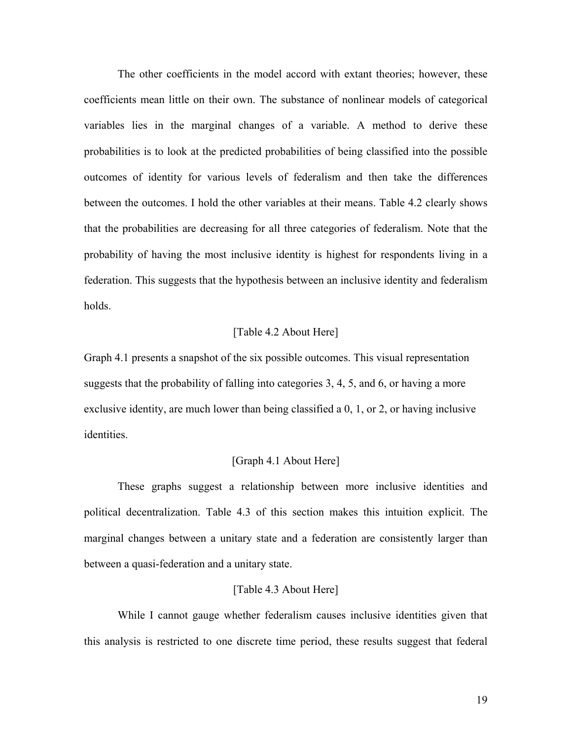The other coefficients in the model accord with extant theories; however, these coefficients mean little on their own. The substance of nonlinear models of categorical variables lies in the marginal changes of a variable. A method to derive these probabilities is to look at the predicted probabilities of being classified into the possible outcomes of identity for various levels of federalism and then take the differences between the outcomes. I hold the other variables at their means. Table 4.2 clearly shows that the probabilities are decreasing for all three categories of federalism. Note that the probability of having the most inclusive identity is highest for respondents living in a federation. This suggests that the hypothesis between an inclusive identity and federalism holds.

[Table 4.2 About Here]

Graph 4.1 presents a snapshot of the six possible outcomes. This visual representation suggests that the probability of falling into categories 3, 4, 5, and 6, or having a more exclusive identity, are much lower than being classified a 0, 1, or 2, or having inclusive identities.

[Graph 4.1 About Here]

These graphs suggest a relationship between more inclusive identities and political decentralization. Table 4.3 of this section makes this intuition explicit. The marginal changes between a unitary state and a federation are consistently larger than between a quasi-federation and a unitary state.

[Table 4.3 About Here]

While I cannot gauge whether federalism causes inclusive identities given that this analysis is restricted to one discrete time period, these results suggest that federal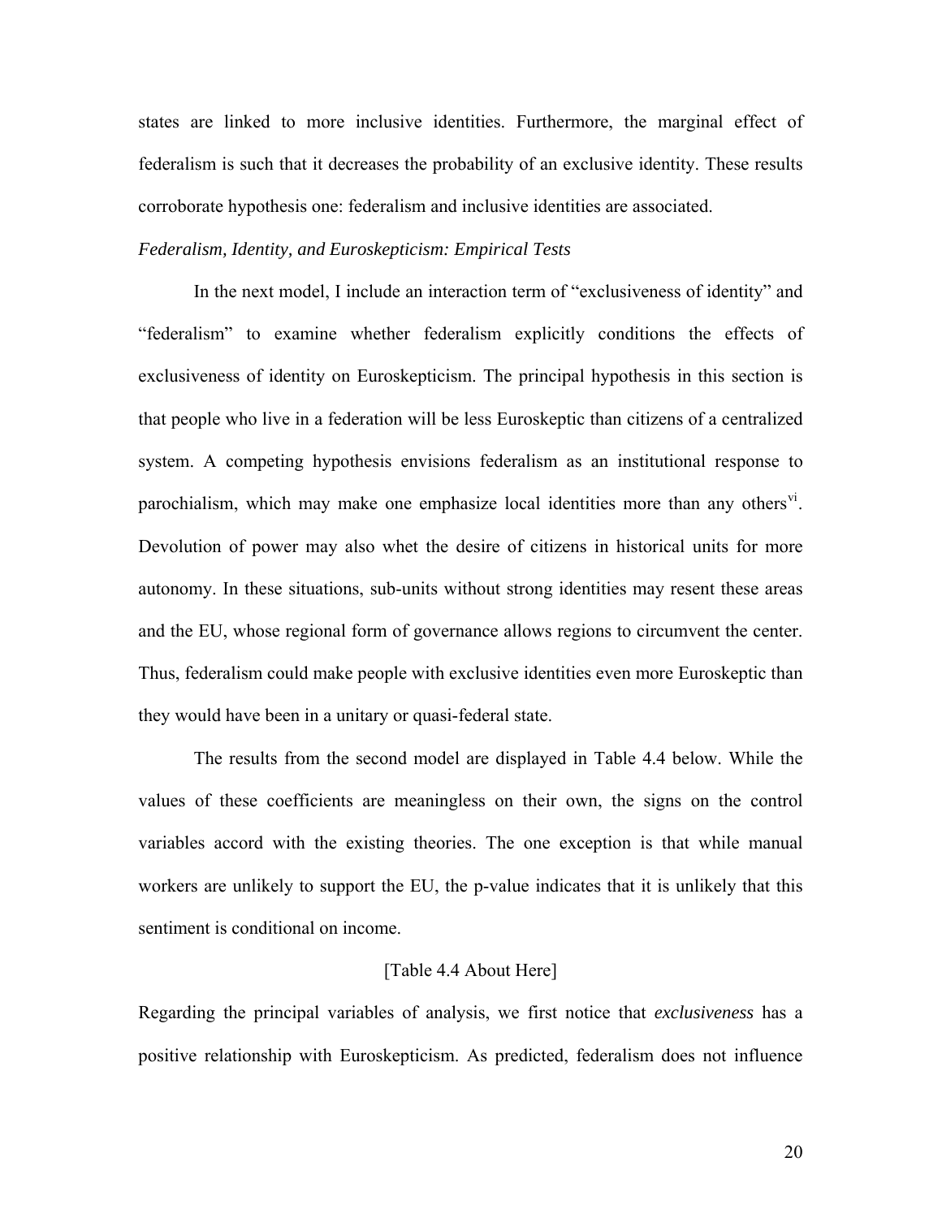states are linked to more inclusive identities. Furthermore, the marginal effect of federalism is such that it decreases the probability of an exclusive identity. These results corroborate hypothesis one: federalism and inclusive identities are associated.

*Federalism, Identity, and Euroskepticism: Empirical Tests*

In the next model, I include an interaction term of "exclusiveness of identity" and "federalism" to examine whether federalism explicitly conditions the effects of exclusiveness of identity on Euroskepticism. The principal hypothesis in this section is that people who live in a federation will be less Euroskeptic than citizens of a centralized system. A competing hypothesis envisions federalism as an institutional response to parochialism, which may make one emphasize local identities more than any others[vi]. Devolution of power may also whet the desire of citizens in historical units for more autonomy. In these situations, sub-units without strong identities may resent these areas and the EU, whose regional form of governance allows regions to circumvent the center. Thus, federalism could make people with exclusive identities even more Euroskeptic than they would have been in a unitary or quasi-federal state.

The results from the second model are displayed in Table 4.4 below. While the values of these coefficients are meaningless on their own, the signs on the control variables accord with the existing theories. The one exception is that while manual workers are unlikely to support the EU, the p-value indicates that it is unlikely that this sentiment is conditional on income.

[Table 4.4 About Here]

Regarding the principal variables of analysis, we first notice that *exclusiveness* has a positive relationship with Euroskepticism. As predicted, federalism does not influence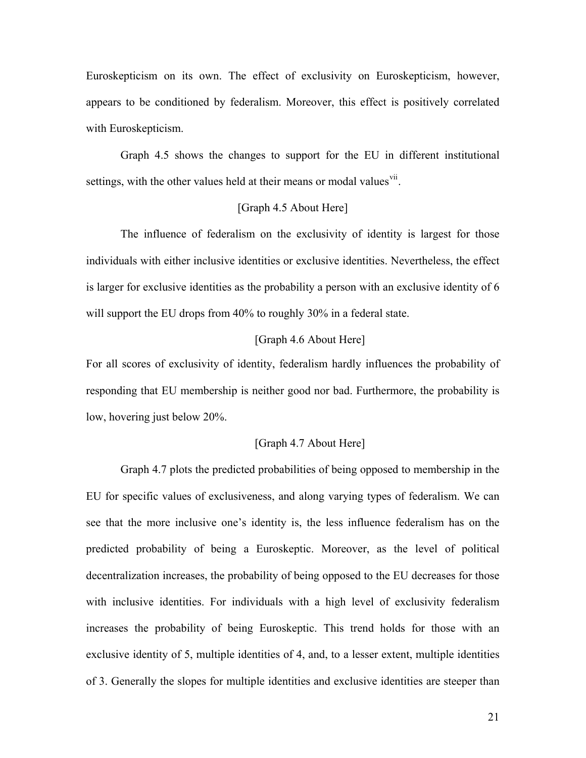Euroskepticism on its own. The effect of exclusivity on Euroskepticism, however, appears to be conditioned by federalism. Moreover, this effect is positively correlated with Euroskepticism.

Graph 4.5 shows the changes to support for the EU in different institutional settings, with the other values held at their means or modal values[vii].

[Graph 4.5 About Here]

The influence of federalism on the exclusivity of identity is largest for those individuals with either inclusive identities or exclusive identities. Nevertheless, the effect is larger for exclusive identities as the probability a person with an exclusive identity of 6 will support the EU drops from 40% to roughly 30% in a federal state.

[Graph 4.6 About Here]

For all scores of exclusivity of identity, federalism hardly influences the probability of responding that EU membership is neither good nor bad. Furthermore, the probability is low, hovering just below 20%.

[Graph 4.7 About Here]

Graph 4.7 plots the predicted probabilities of being opposed to membership in the EU for specific values of exclusiveness, and along varying types of federalism. We can see that the more inclusive one's identity is, the less influence federalism has on the predicted probability of being a Euroskeptic. Moreover, as the level of political decentralization increases, the probability of being opposed to the EU decreases for those with inclusive identities. For individuals with a high level of exclusivity federalism increases the probability of being Euroskeptic. This trend holds for those with an exclusive identity of 5, multiple identities of 4, and, to a lesser extent, multiple identities of 3. Generally the slopes for multiple identities and exclusive identities are steeper than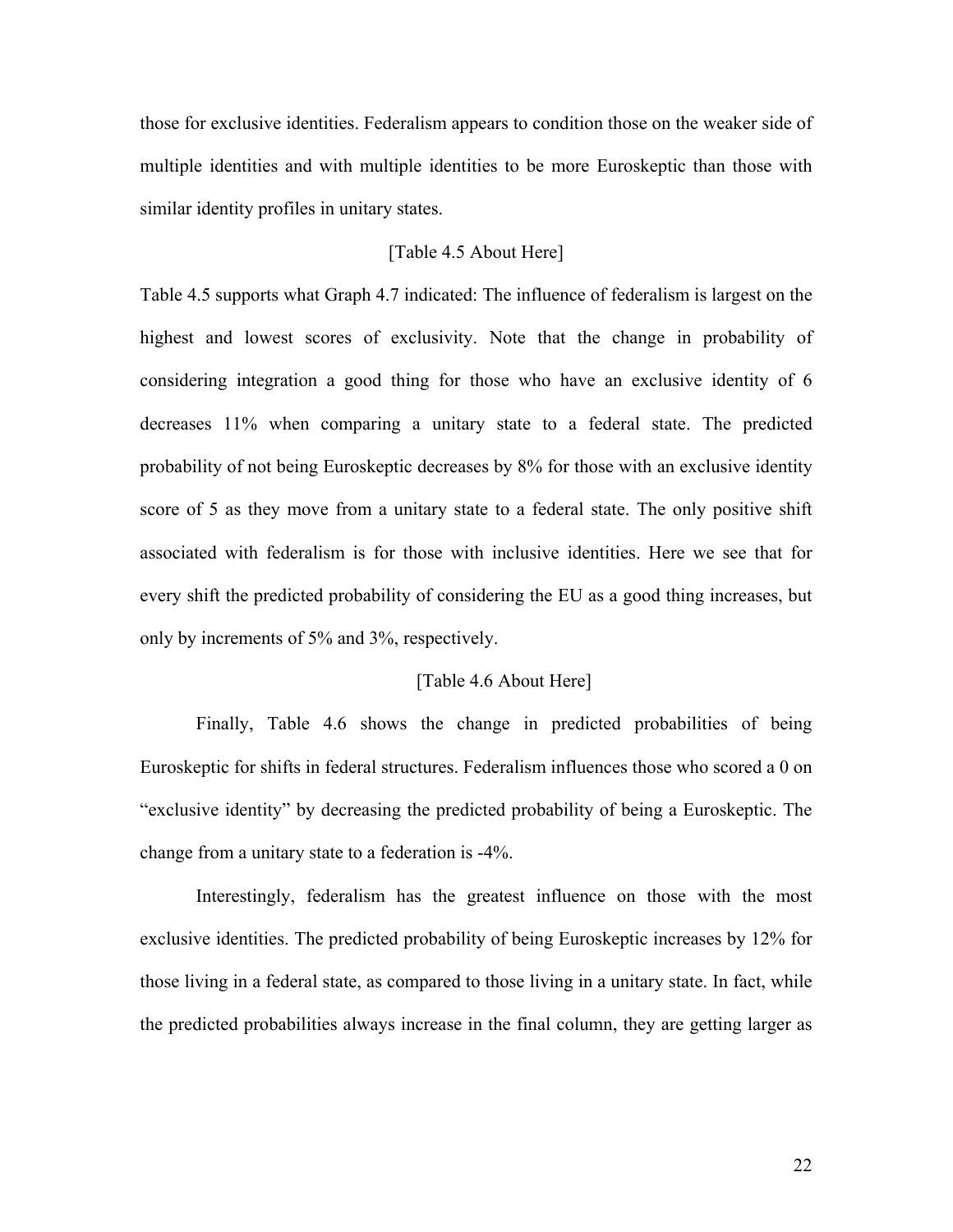those for exclusive identities. Federalism appears to condition those on the weaker side of multiple identities and with multiple identities to be more Euroskeptic than those with similar identity profiles in unitary states.

[Table 4.5 About Here]

Table 4.5 supports what Graph 4.7 indicated: The influence of federalism is largest on the highest and lowest scores of exclusivity. Note that the change in probability of considering integration a good thing for those who have an exclusive identity of 6 decreases 11% when comparing a unitary state to a federal state. The predicted probability of not being Euroskeptic decreases by 8% for those with an exclusive identity score of 5 as they move from a unitary state to a federal state. The only positive shift associated with federalism is for those with inclusive identities. Here we see that for every shift the predicted probability of considering the EU as a good thing increases, but only by increments of 5% and 3%, respectively.

[Table 4.6 About Here]

Finally, Table 4.6 shows the change in predicted probabilities of being Euroskeptic for shifts in federal structures. Federalism influences those who scored a 0 on "exclusive identity" by decreasing the predicted probability of being a Euroskeptic. The change from a unitary state to a federation is -4%.

Interestingly, federalism has the greatest influence on those with the most exclusive identities. The predicted probability of being Euroskeptic increases by 12% for those living in a federal state, as compared to those living in a unitary state. In fact, while the predicted probabilities always increase in the final column, they are getting larger as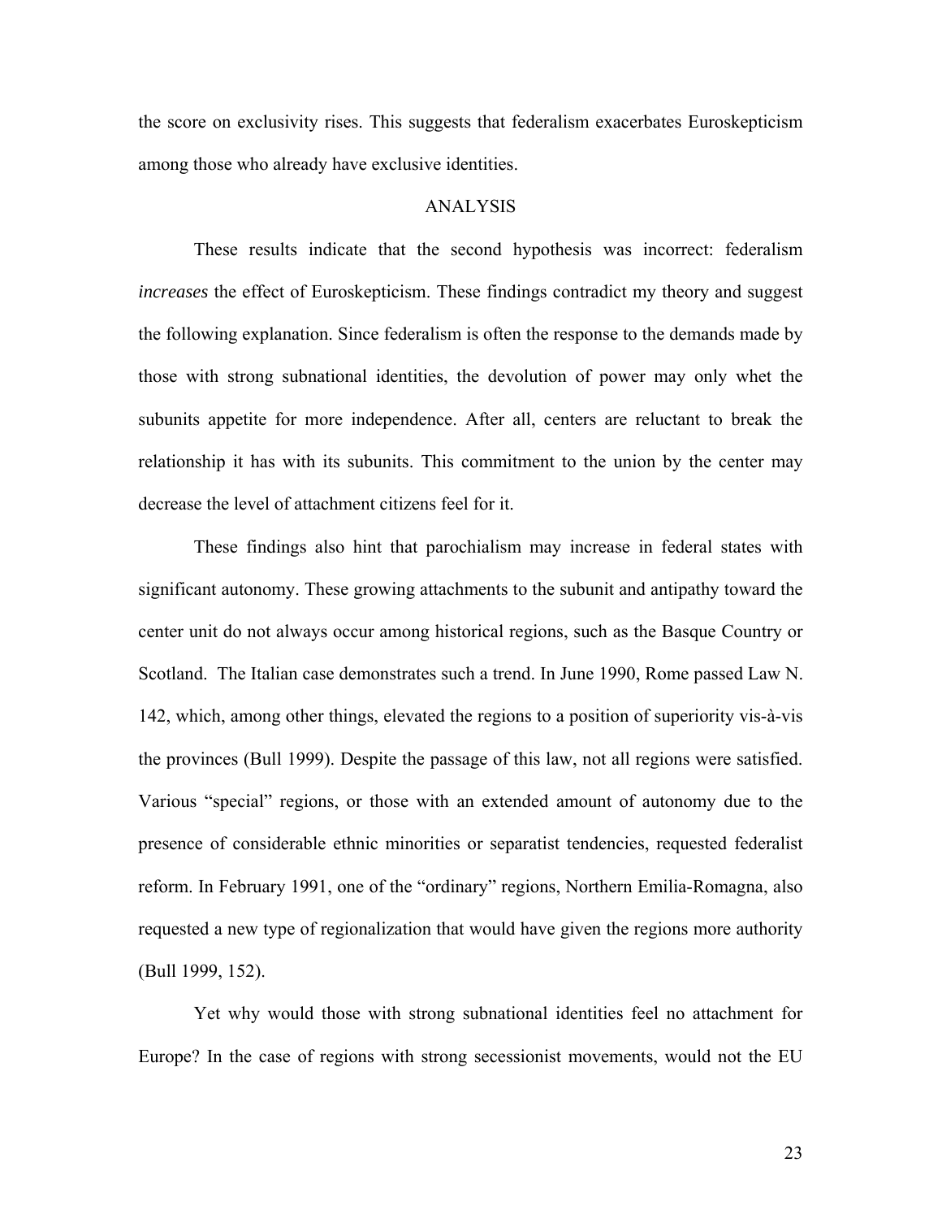the score on exclusivity rises. This suggests that federalism exacerbates Euroskepticism among those who already have exclusive identities.

## ANALYSIS

These results indicate that the second hypothesis was incorrect: federalism *increases* the effect of Euroskepticism. These findings contradict my theory and suggest the following explanation. Since federalism is often the response to the demands made by those with strong subnational identities, the devolution of power may only whet the subunits appetite for more independence. After all, centers are reluctant to break the relationship it has with its subunits. This commitment to the union by the center may decrease the level of attachment citizens feel for it.

These findings also hint that parochialism may increase in federal states with significant autonomy. These growing attachments to the subunit and antipathy toward the center unit do not always occur among historical regions, such as the Basque Country or Scotland. The Italian case demonstrates such a trend. In June 1990, Rome passed Law N. 142, which, among other things, elevated the regions to a position of superiority vis-à-vis the provinces (Bull 1999). Despite the passage of this law, not all regions were satisfied. Various "special" regions, or those with an extended amount of autonomy due to the presence of considerable ethnic minorities or separatist tendencies, requested federalist reform. In February 1991, one of the "ordinary" regions, Northern Emilia-Romagna, also requested a new type of regionalization that would have given the regions more authority (Bull 1999, 152).

Yet why would those with strong subnational identities feel no attachment for Europe? In the case of regions with strong secessionist movements, would not the EU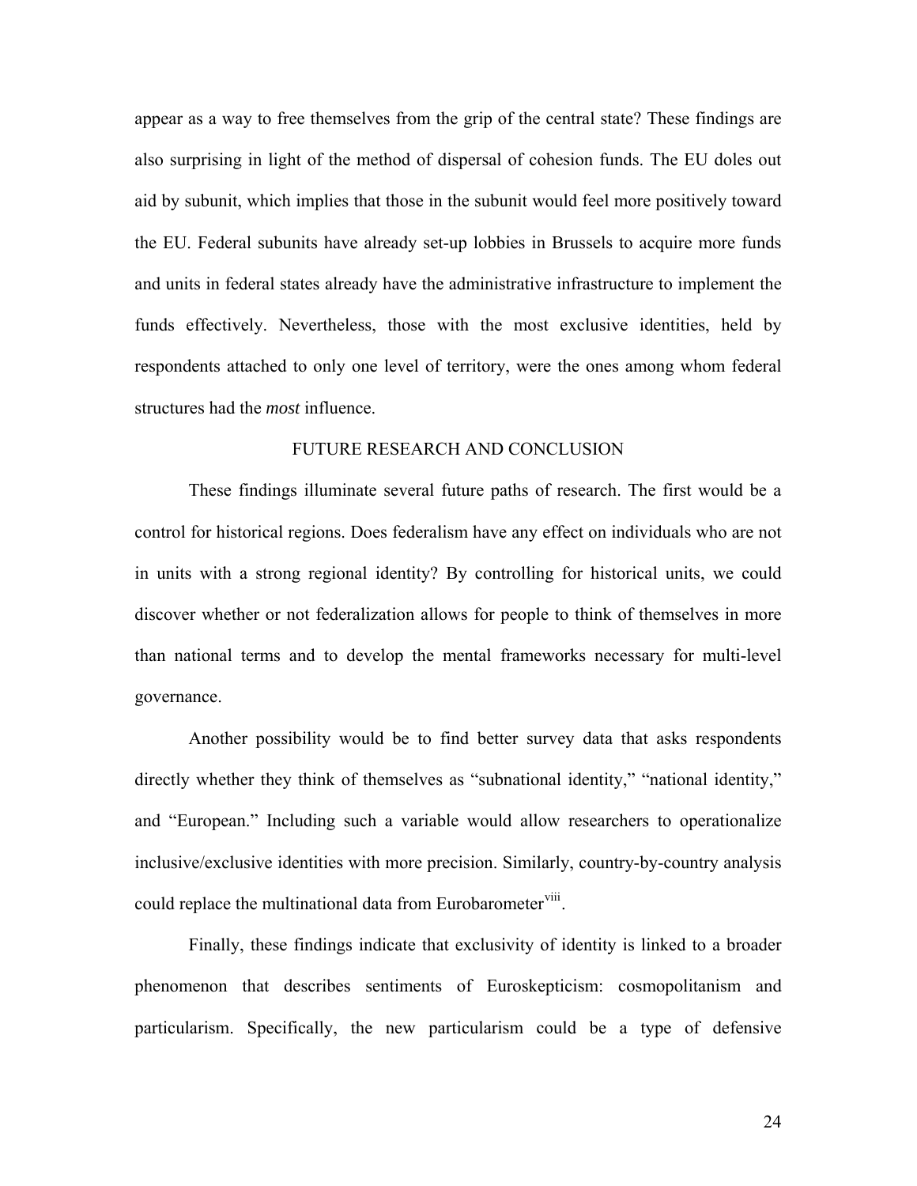appear as a way to free themselves from the grip of the central state? These findings are also surprising in light of the method of dispersal of cohesion funds. The EU doles out aid by subunit, which implies that those in the subunit would feel more positively toward the EU. Federal subunits have already set-up lobbies in Brussels to acquire more funds and units in federal states already have the administrative infrastructure to implement the funds effectively. Nevertheless, those with the most exclusive identities, held by respondents attached to only one level of territory, were the ones among whom federal structures had the *most* influence.

## FUTURE RESEARCH AND CONCLUSION

These findings illuminate several future paths of research. The first would be a control for historical regions. Does federalism have any effect on individuals who are not in units with a strong regional identity? By controlling for historical units, we could discover whether or not federalization allows for people to think of themselves in more than national terms and to develop the mental frameworks necessary for multi-level governance.

Another possibility would be to find better survey data that asks respondents directly whether they think of themselves as "subnational identity," "national identity," and "European." Including such a variable would allow researchers to operationalize inclusive/exclusive identities with more precision. Similarly, country-by-country analysis could replace the multinational data from Eurobarometer[viii].

Finally, these findings indicate that exclusivity of identity is linked to a broader phenomenon that describes sentiments of Euroskepticism: cosmopolitanism and particularism. Specifically, the new particularism could be a type of defensive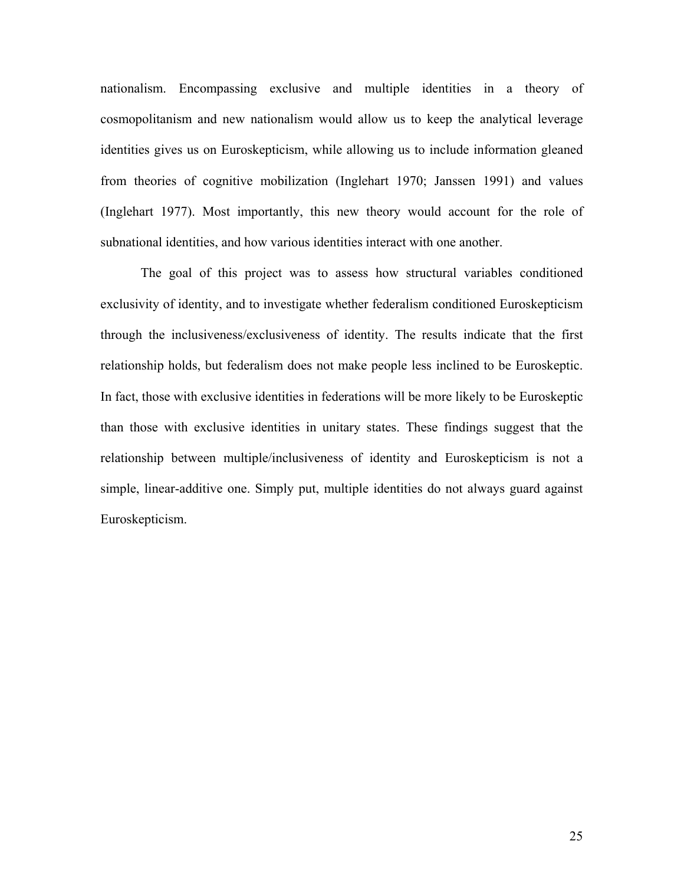nationalism. Encompassing exclusive and multiple identities in a theory of cosmopolitanism and new nationalism would allow us to keep the analytical leverage identities gives us on Euroskepticism, while allowing us to include information gleaned from theories of cognitive mobilization (Inglehart 1970; Janssen 1991) and values (Inglehart 1977). Most importantly, this new theory would account for the role of subnational identities, and how various identities interact with one another.

The goal of this project was to assess how structural variables conditioned exclusivity of identity, and to investigate whether federalism conditioned Euroskepticism through the inclusiveness/exclusiveness of identity. The results indicate that the first relationship holds, but federalism does not make people less inclined to be Euroskeptic. In fact, those with exclusive identities in federations will be more likely to be Euroskeptic than those with exclusive identities in unitary states. These findings suggest that the relationship between multiple/inclusiveness of identity and Euroskepticism is not a simple, linear-additive one. Simply put, multiple identities do not always guard against Euroskepticism.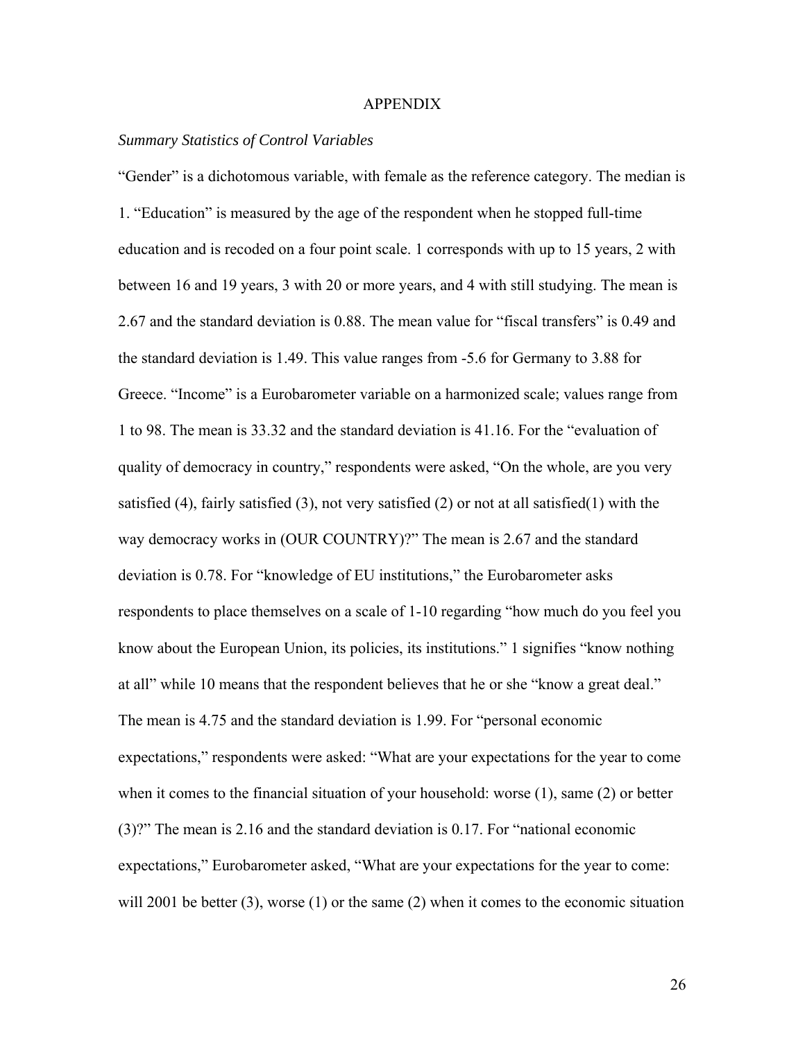# APPENDIX

*Summary Statistics of Control Variables*

"Gender" is a dichotomous variable, with female as the reference category. The median is 1. "Education" is measured by the age of the respondent when he stopped full-time education and is recoded on a four point scale. 1 corresponds with up to 15 years, 2 with between 16 and 19 years, 3 with 20 or more years, and 4 with still studying. The mean is 2.67 and the standard deviation is 0.88. The mean value for "fiscal transfers" is 0.49 and the standard deviation is 1.49. This value ranges from -5.6 for Germany to 3.88 for Greece. "Income" is a Eurobarometer variable on a harmonized scale; values range from 1 to 98. The mean is 33.32 and the standard deviation is 41.16. For the "evaluation of quality of democracy in country," respondents were asked, "On the whole, are you very satisfied (4), fairly satisfied (3), not very satisfied (2) or not at all satisfied(1) with the way democracy works in (OUR COUNTRY)?" The mean is 2.67 and the standard deviation is 0.78. For "knowledge of EU institutions," the Eurobarometer asks respondents to place themselves on a scale of 1-10 regarding "how much do you feel you know about the European Union, its policies, its institutions." 1 signifies "know nothing at all" while 10 means that the respondent believes that he or she "know a great deal." The mean is 4.75 and the standard deviation is 1.99. For "personal economic expectations," respondents were asked: "What are your expectations for the year to come when it comes to the financial situation of your household: worse (1), same (2) or better (3)?" The mean is 2.16 and the standard deviation is 0.17. For "national economic expectations," Eurobarometer asked, "What are your expectations for the year to come: will 2001 be better (3), worse (1) or the same (2) when it comes to the economic situation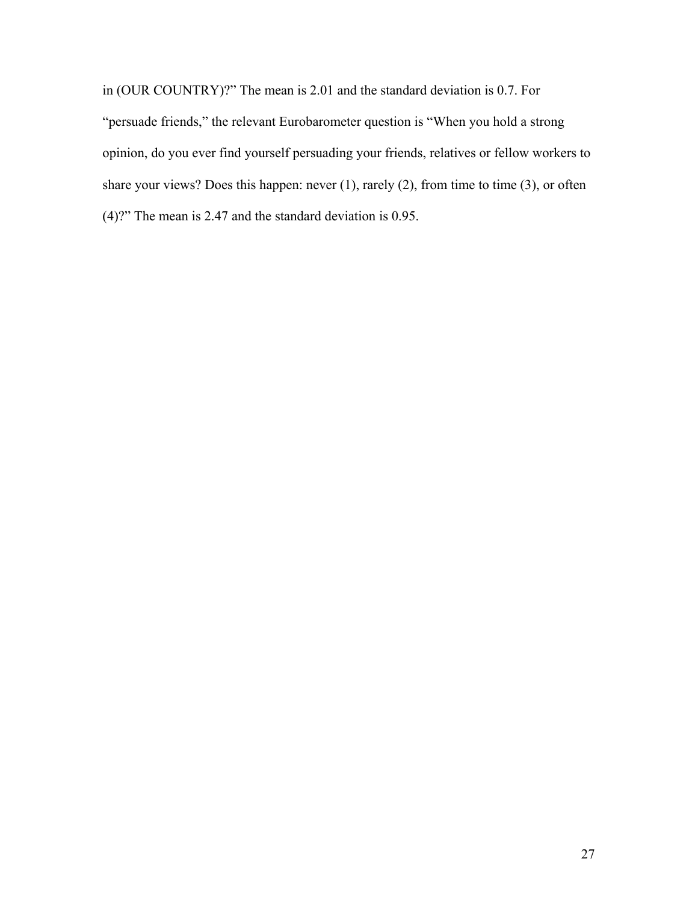in (OUR COUNTRY)?" The mean is 2.01 and the standard deviation is 0.7. For "persuade friends," the relevant Eurobarometer question is "When you hold a strong opinion, do you ever find yourself persuading your friends, relatives or fellow workers to share your views? Does this happen: never (1), rarely (2), from time to time (3), or often (4)?" The mean is 2.47 and the standard deviation is 0.95.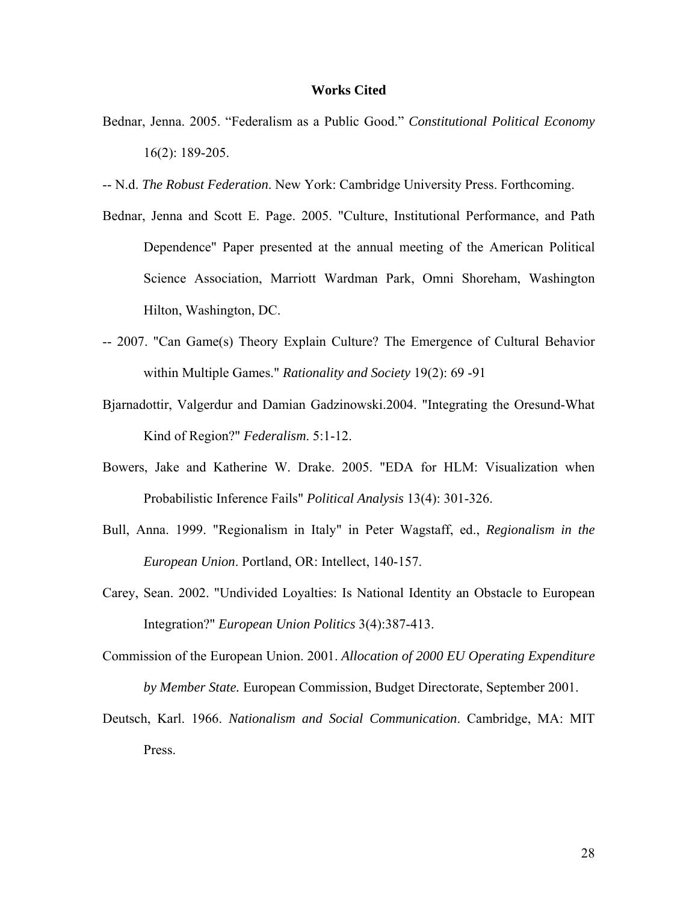# Works Cited

Bednar, Jenna. 2005. "Federalism as a Public Good." *Constitutional Political Economy* 16(2): 189-205.

-- N.d. *The Robust Federation*. New York: Cambridge University Press. Forthcoming.

Bednar, Jenna and Scott E. Page. 2005. "Culture, Institutional Performance, and Path Dependence" Paper presented at the annual meeting of the American Political Science Association, Marriott Wardman Park, Omni Shoreham, Washington Hilton, Washington, DC.

-- 2007. "Can Game(s) Theory Explain Culture? The Emergence of Cultural Behavior within Multiple Games." *Rationality and Society* 19(2): 69 -91

Bjarnadottir, Valgerdur and Damian Gadzinowski.2004. "Integrating the Oresund-What Kind of Region?" *Federalism*. 5:1-12.

Bowers, Jake and Katherine W. Drake. 2005. "EDA for HLM: Visualization when Probabilistic Inference Fails" *Political Analysis* 13(4): 301-326.

Bull, Anna. 1999. "Regionalism in Italy" in Peter Wagstaff, ed., *Regionalism in the European Union*. Portland, OR: Intellect, 140-157.

Carey, Sean. 2002. "Undivided Loyalties: Is National Identity an Obstacle to European Integration?" *European Union Politics* 3(4):387-413.

Commission of the European Union. 2001. *Allocation of 2000 EU Operating Expenditure by Member State.* European Commission, Budget Directorate, September 2001.

Deutsch, Karl. 1966. *Nationalism and Social Communication*. Cambridge, MA: MIT Press.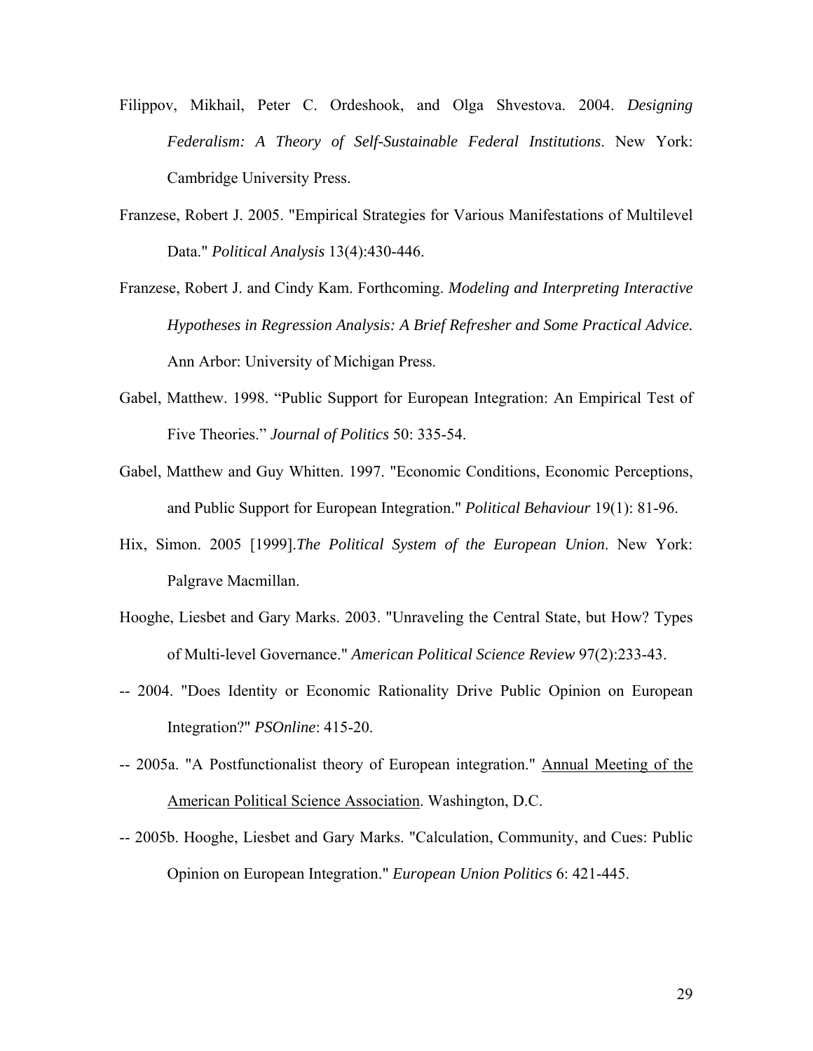Filippov, Mikhail, Peter C. Ordeshook, and Olga Shvestova. 2004. *Designing Federalism: A Theory of Self-Sustainable Federal Institutions*. New York: Cambridge University Press.

Franzese, Robert J. 2005. "Empirical Strategies for Various Manifestations of Multilevel Data." *Political Analysis* 13(4):430-446.

Franzese, Robert J. and Cindy Kam. Forthcoming. *Modeling and Interpreting Interactive Hypotheses in Regression Analysis: A Brief Refresher and Some Practical Advice.* Ann Arbor: University of Michigan Press.

Gabel, Matthew. 1998. "Public Support for European Integration: An Empirical Test of Five Theories." *Journal of Politics* 50: 335-54.

Gabel, Matthew and Guy Whitten. 1997. "Economic Conditions, Economic Perceptions, and Public Support for European Integration." *Political Behaviour* 19(1): 81-96.

Hix, Simon. 2005 [1999].*The Political System of the European Union*. New York: Palgrave Macmillan.

Hooghe, Liesbet and Gary Marks. 2003. "Unraveling the Central State, but How? Types of Multi-level Governance." *American Political Science Review* 97(2):233-43.

-- 2004. "Does Identity or Economic Rationality Drive Public Opinion on European Integration?" *PSOnline*: 415-20.

-- 2005a. "A Postfunctionalist theory of European integration." Annual Meeting of the American Political Science Association. Washington, D.C.

-- 2005b. Hooghe, Liesbet and Gary Marks. "Calculation, Community, and Cues: Public Opinion on European Integration." *European Union Politics* 6: 421-445.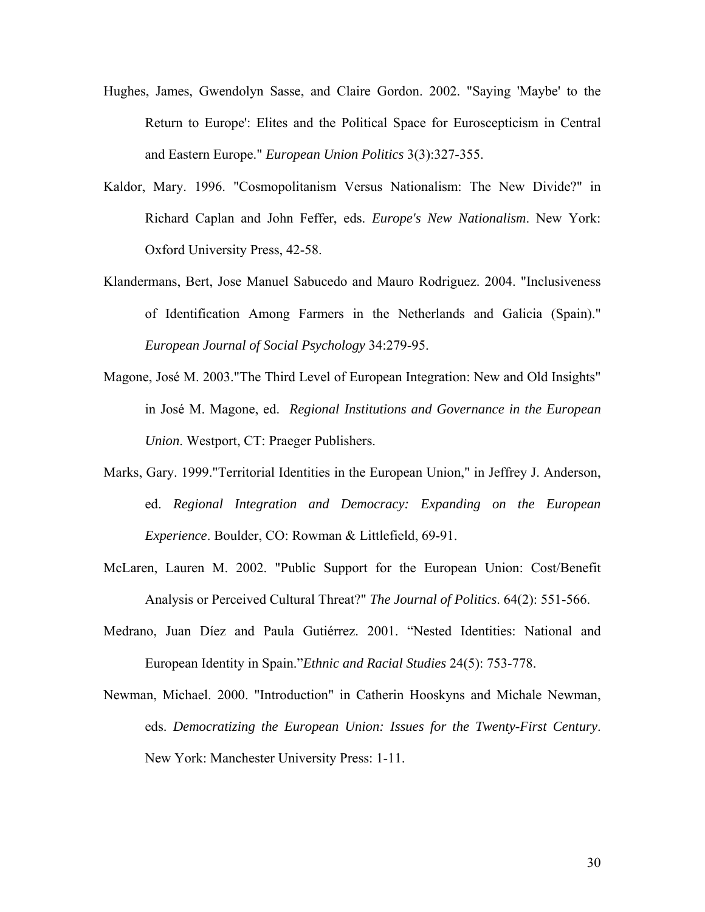Hughes, James, Gwendolyn Sasse, and Claire Gordon. 2002. "Saying 'Maybe' to the Return to Europe': Elites and the Political Space for Euroscepticism in Central and Eastern Europe." *European Union Politics* 3(3):327-355.

Kaldor, Mary. 1996. "Cosmopolitanism Versus Nationalism: The New Divide?" in Richard Caplan and John Feffer, eds. *Europe's New Nationalism*. New York: Oxford University Press, 42-58.

Klandermans, Bert, Jose Manuel Sabucedo and Mauro Rodriguez. 2004. "Inclusiveness of Identification Among Farmers in the Netherlands and Galicia (Spain)." *European Journal of Social Psychology* 34:279-95.

Magone, José M. 2003."The Third Level of European Integration: New and Old Insights" in José M. Magone, ed. *Regional Institutions and Governance in the European Union*. Westport, CT: Praeger Publishers.

Marks, Gary. 1999."Territorial Identities in the European Union," in Jeffrey J. Anderson, ed. *Regional Integration and Democracy: Expanding on the European Experience*. Boulder, CO: Rowman & Littlefield, 69-91.

McLaren, Lauren M. 2002. "Public Support for the European Union: Cost/Benefit Analysis or Perceived Cultural Threat?" *The Journal of Politics*. 64(2): 551-566.

Medrano, Juan Díez and Paula Gutiérrez. 2001. "Nested Identities: National and European Identity in Spain."*Ethnic and Racial Studies* 24(5): 753-778.

Newman, Michael. 2000. "Introduction" in Catherin Hooskyns and Michale Newman, eds. *Democratizing the European Union: Issues for the Twenty-First Century*. New York: Manchester University Press: 1-11.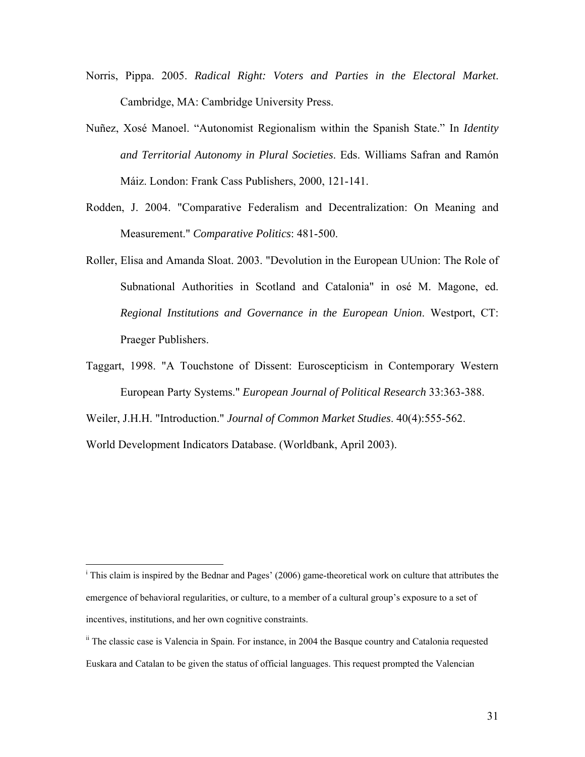Norris, Pippa. 2005. *Radical Right: Voters and Parties in the Electoral Market*. Cambridge, MA: Cambridge University Press.

Nuñez, Xosé Manoel. "Autonomist Regionalism within the Spanish State." In *Identity and Territorial Autonomy in Plural Societies*. Eds. Williams Safran and Ramón Máiz. London: Frank Cass Publishers, 2000, 121-141.

Rodden, J. 2004. "Comparative Federalism and Decentralization: On Meaning and Measurement." *Comparative Politics*: 481-500.

Roller, Elisa and Amanda Sloat. 2003. "Devolution in the European UUnion: The Role of Subnational Authorities in Scotland and Catalonia" in osé M. Magone, ed. *Regional Institutions and Governance in the European Union*. Westport, CT: Praeger Publishers.

Taggart, 1998. "A Touchstone of Dissent: Euroscepticism in Contemporary Western European Party Systems." *European Journal of Political Research* 33:363-388.

Weiler, J.H.H. "Introduction." *Journal of Common Market Studies*. 40(4):555-562.

World Development Indicators Database. (Worldbank, April 2003).

---

[i] This claim is inspired by the Bednar and Pages' (2006) game-theoretical work on culture that attributes the emergence of behavioral regularities, or culture, to a member of a cultural group's exposure to a set of incentives, institutions, and her own cognitive constraints.

[ii] The classic case is Valencia in Spain. For instance, in 2004 the Basque country and Catalonia requested Euskara and Catalan to be given the status of official languages. This request prompted the Valencian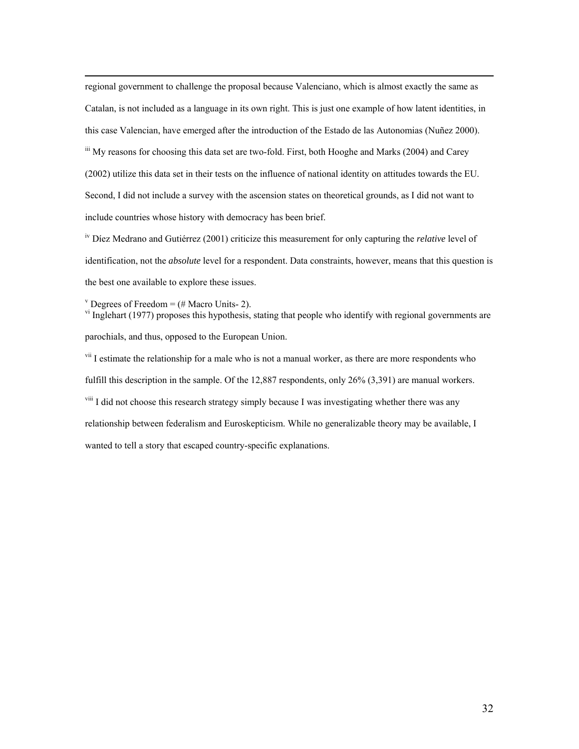regional government to challenge the proposal because Valenciano, which is almost exactly the same as Catalan, is not included as a language in its own right. This is just one example of how latent identities, in this case Valencian, have emerged after the introduction of the Estado de las Autonomias (Nuñez 2000).

[iii] My reasons for choosing this data set are two-fold. First, both Hooghe and Marks (2004) and Carey (2002) utilize this data set in their tests on the influence of national identity on attitudes towards the EU. Second, I did not include a survey with the ascension states on theoretical grounds, as I did not want to include countries whose history with democracy has been brief.

[iv] Díez Medrano and Gutiérrez (2001) criticize this measurement for only capturing the *relative* level of identification, not the *absolute* level for a respondent. Data constraints, however, means that this question is the best one available to explore these issues.

[v] Degrees of Freedom = (# Macro Units- 2).

[vi] Inglehart (1977) proposes this hypothesis, stating that people who identify with regional governments are parochials, and thus, opposed to the European Union.

[vii] I estimate the relationship for a male who is not a manual worker, as there are more respondents who fulfill this description in the sample. Of the 12,887 respondents, only 26% (3,391) are manual workers.

[viii] I did not choose this research strategy simply because I was investigating whether there was any relationship between federalism and Euroskepticism. While no generalizable theory may be available, I wanted to tell a story that escaped country-specific explanations.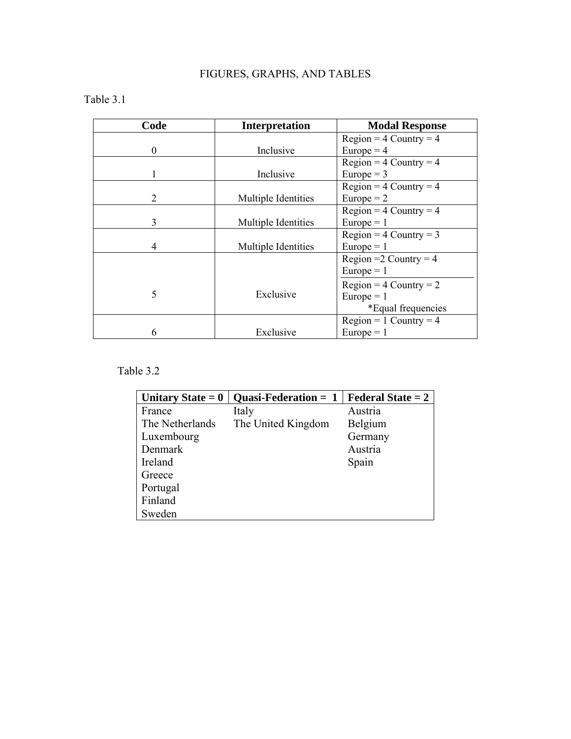# FIGURES, GRAPHS, AND TABLES

Table 3.1

| Code | Interpretation | Modal Response |
|---|---|---|
| 0 | Inclusive | Region = 4 Country = 4 Europe = 4 |
| 1 | Inclusive | Region = 4 Country = 4 Europe = 3 |
| 2 | Multiple Identities | Region = 4 Country = 4 Europe = 2 |
| 3 | Multiple Identities | Region = 4 Country = 4 Europe = 1 |
| 4 | Multiple Identities | Region = 4 Country = 3 Europe = 1 |
| 5 | Exclusive | Region =2 Country = 4 Europe = 1<br>Region = 4 Country = 2 Europe = 1<br>*Equal frequencies |
| 6 | Exclusive | Region = 1 Country = 4 Europe = 1 |

Table 3.2

| Unitary State = 0 | Quasi-Federation = 1 | Federal State = 2 |
|---|---|---|
| France | Italy | Austria |
| The Netherlands | The United Kingdom | Belgium |
| Luxembourg | | Germany |
| Denmark | | Austria |
| Ireland | | Spain |
| Greece | | |
| Portugal | | |
| Finland | | |
| Sweden | | |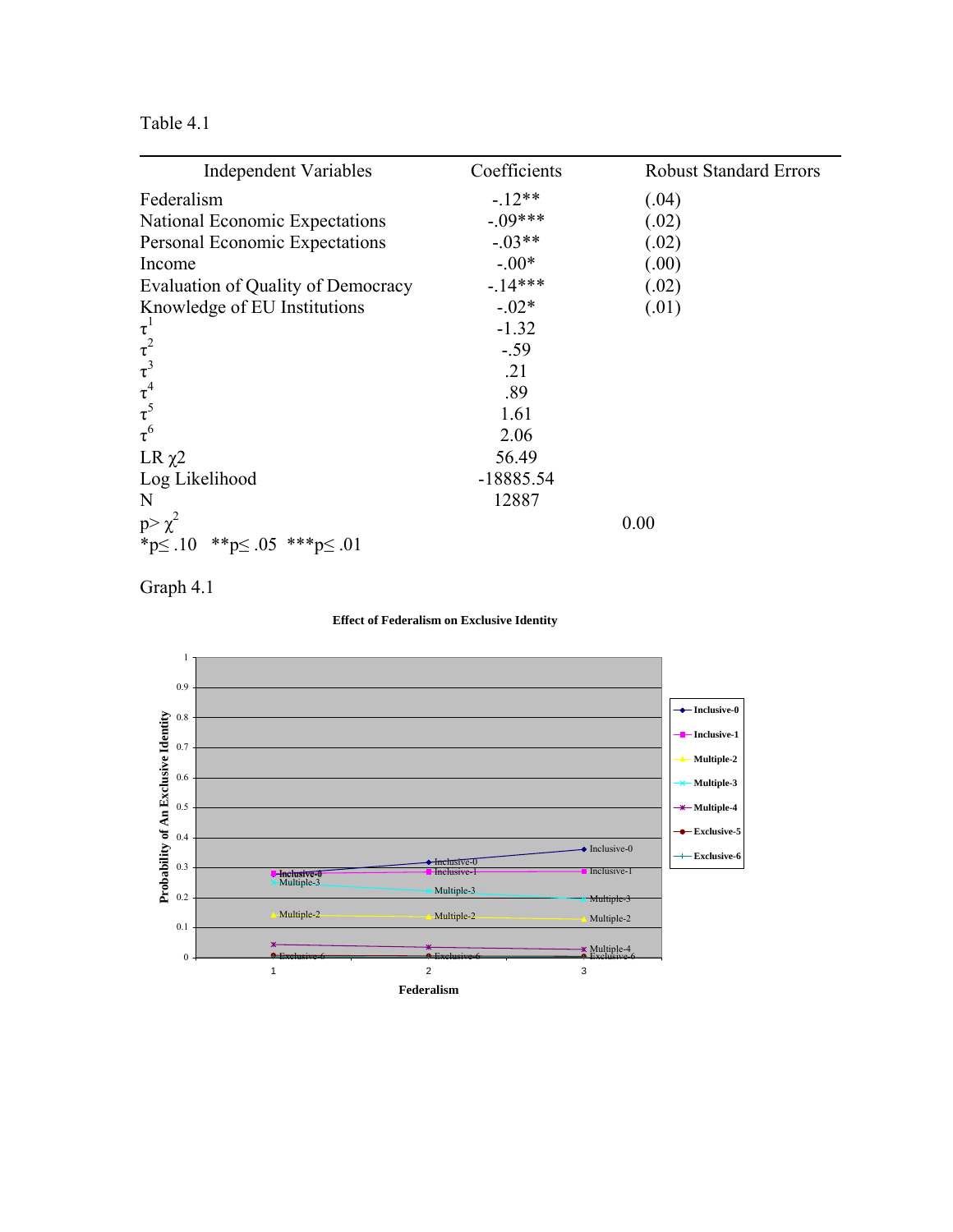Table 4.1

| Independent Variables | Coefficients | Robust Standard Errors |
|---|---|---|
| Federalism | -.12** | (.04) |
| National Economic Expectations | -.09*** | (.02) |
| Personal Economic Expectations | -.03** | (.02) |
| Income | -.00* | (.00) |
| Evaluation of Quality of Democracy | -.14*** | (.02) |
| Knowledge of EU Institutions | -.02* | (.01) |
| $\tau^1$ | -1.32 | |
| $\tau^2$ | -.59 | |
| $\tau^3$ | .21 | |
| $\tau^4$ | .89 | |
| $\tau^5$ | 1.61 | |
| $\tau^6$ | 2.06 | |
| LR $\chi 2$ | 56.49 | |
| Log Likelihood | -18885.54 | |
| N | 12887 | |
| $p > \chi^2$ | | 0.00 |

*p≤ .10 **p≤ .05 ***p≤ .01

Graph 4.1

**Effect of Federalism on Exclusive Identity**

| Federalism | Inclusive-0 | Inclusive-1 | Multiple-2 | Multiple-3 | Multiple-4 | Exclusive-5 | Exclusive-6 |
|---|---|---|---|---|---|---|---|
| 1 | ~0.28 | ~0.28 | ~0.14 | ~0.25 | ~0.04 | ~0.01 | ~0.00 |
| 2 | ~0.32 | ~0.29 | ~0.14 | ~0.22 | ~0.03 | ~0.01 | ~0.00 |
| 3 | ~0.36 | ~0.29 | ~0.13 | ~0.20 | ~0.03 | ~0.00 | ~0.00 |

Y-axis: Probability of An Exclusive Identity (0 to 1). X-axis: Federalism.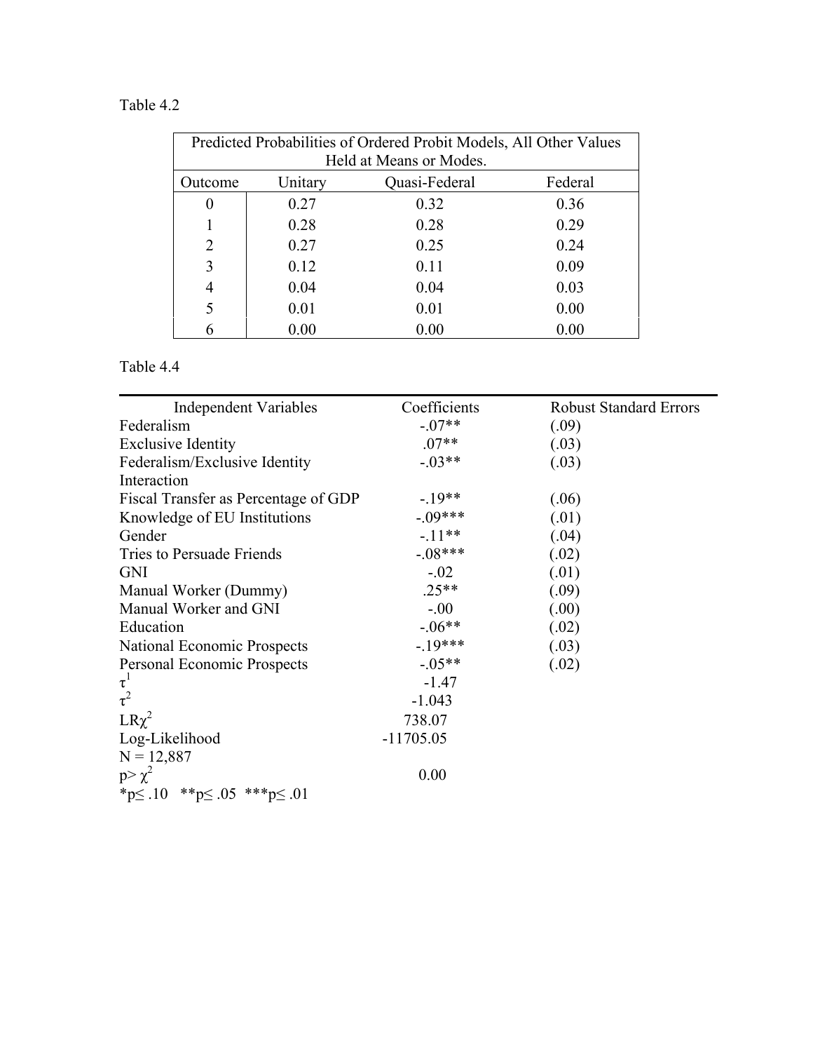Table 4.2

| Predicted Probabilities of Ordered Probit Models, All Other Values Held at Means or Modes. | | | |
|---|---|---|---|
| Outcome | Unitary | Quasi-Federal | Federal |
| 0 | 0.27 | 0.32 | 0.36 |
| 1 | 0.28 | 0.28 | 0.29 |
| 2 | 0.27 | 0.25 | 0.24 |
| 3 | 0.12 | 0.11 | 0.09 |
| 4 | 0.04 | 0.04 | 0.03 |
| 5 | 0.01 | 0.01 | 0.00 |
| 6 | 0.00 | 0.00 | 0.00 |

Table 4.4

| Independent Variables | Coefficients | Robust Standard Errors |
|---|---|---|
| Federalism | -.07** | (.09) |
| Exclusive Identity | .07** | (.03) |
| Federalism/Exclusive Identity Interaction | -.03** | (.03) |
| Fiscal Transfer as Percentage of GDP | -.19** | (.06) |
| Knowledge of EU Institutions | -.09*** | (.01) |
| Gender | -.11** | (.04) |
| Tries to Persuade Friends | -.08*** | (.02) |
| GNI | -.02 | (.01) |
| Manual Worker (Dummy) | .25** | (.09) |
| Manual Worker and GNI | -.00 | (.00) |
| Education | -.06** | (.02) |
| National Economic Prospects | -.19*** | (.03) |
| Personal Economic Prospects | -.05** | (.02) |
| $\tau^1$ | -1.47 | |
| $\tau^2$ | -1.043 | |
| $LR\chi^2$ | 738.07 | |
| Log-Likelihood | -11705.05 | |
| N = 12,887 | | |
| $p > \chi^2$ | 0.00 | |

*$p \leq .10$ **$p \leq .05$ ***$p \leq .01$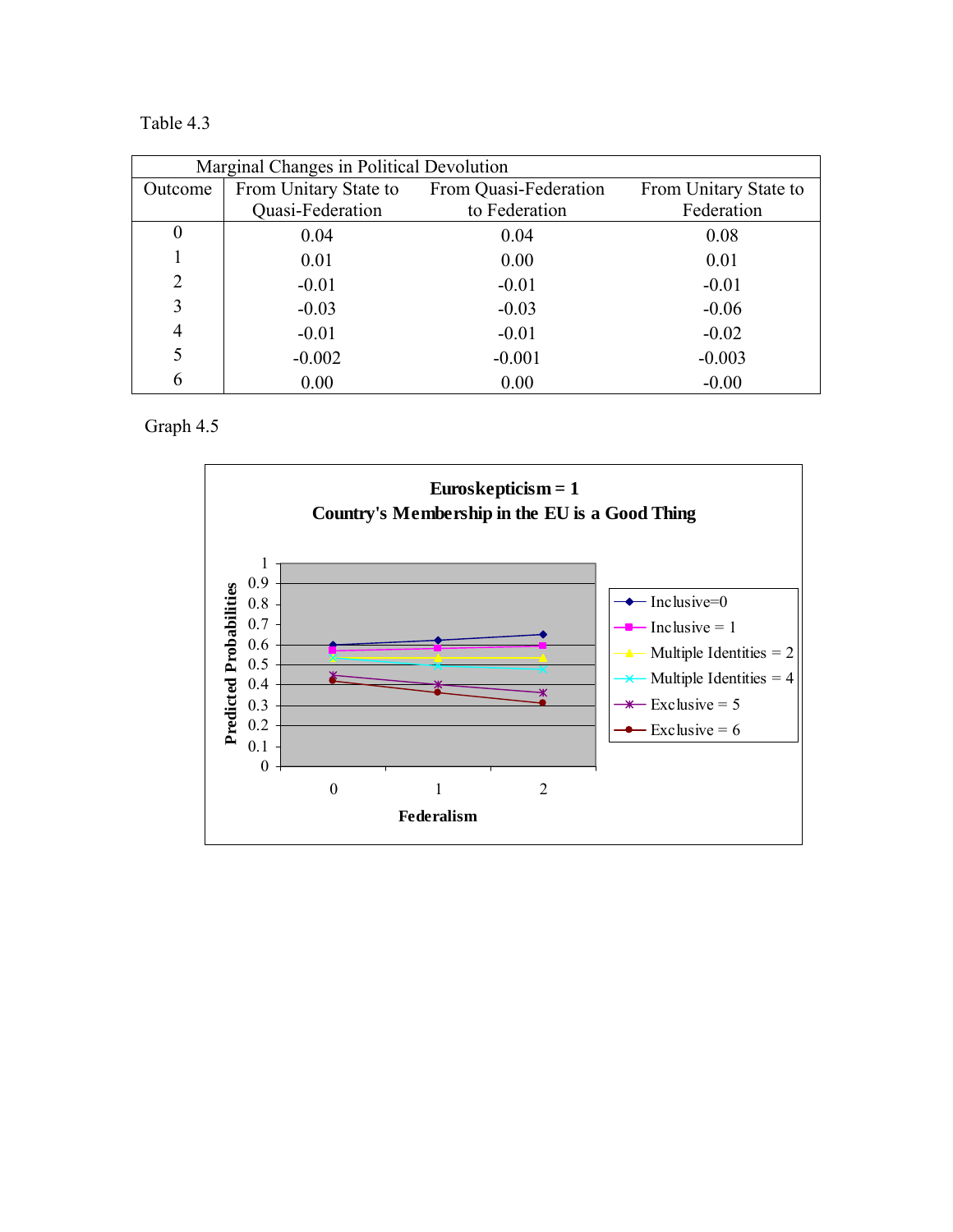Table 4.3

| Marginal Changes in Political Devolution | | | |
|---|---|---|---|
| Outcome | From Unitary State to Quasi-Federation | From Quasi-Federation to Federation | From Unitary State to Federation |
| 0 | 0.04 | 0.04 | 0.08 |
| 1 | 0.01 | 0.00 | 0.01 |
| 2 | -0.01 | -0.01 | -0.01 |
| 3 | -0.03 | -0.03 | -0.06 |
| 4 | -0.01 | -0.01 | -0.02 |
| 5 | -0.002 | -0.001 | -0.003 |
| 6 | 0.00 | 0.00 | -0.00 |

Graph 4.5

**Euroskepticism = 1**
**Country's Membership in the EU is a Good Thing**

Predicted Probabilities

1
0.9
0.8
0.7
0.6
0.5
0.4
0.3
0.2
0.1
0

0 1 2

**Federalism**

- Inclusive=0
- Inclusive = 1
- Multiple Identities = 2
- Multiple Identities = 4
- Exclusive = 5
- Exclusive = 6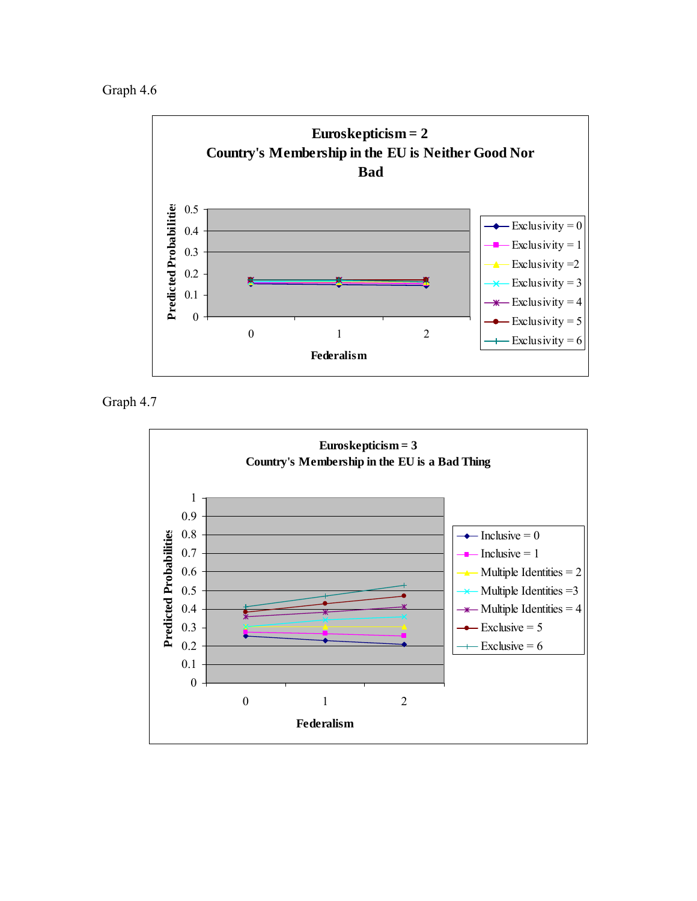Graph 4.6

**Euroskepticism = 2**
**Country's Membership in the EU is Neither Good Nor Bad**

Predicted Probabilities: 0, 0.1, 0.2, 0.3, 0.4, 0.5

Federalism: 0, 1, 2

Legend: Exclusivity = 0; Exclusivity = 1; Exclusivity =2; Exclusivity = 3; Exclusivity = 4; Exclusivity = 5; Exclusivity = 6

Graph 4.7

**Euroskepticism = 3**
**Country's Membership in the EU is a Bad Thing**

Predicted Probabilities: 0, 0.1, 0.2, 0.3, 0.4, 0.5, 0.6, 0.7, 0.8, 0.9, 1

Federalism: 0, 1, 2

Legend: Inclusive = 0; Inclusive = 1; Multiple Identities = 2; Multiple Identities =3; Multiple Identities = 4; Exclusive = 5; Exclusive = 6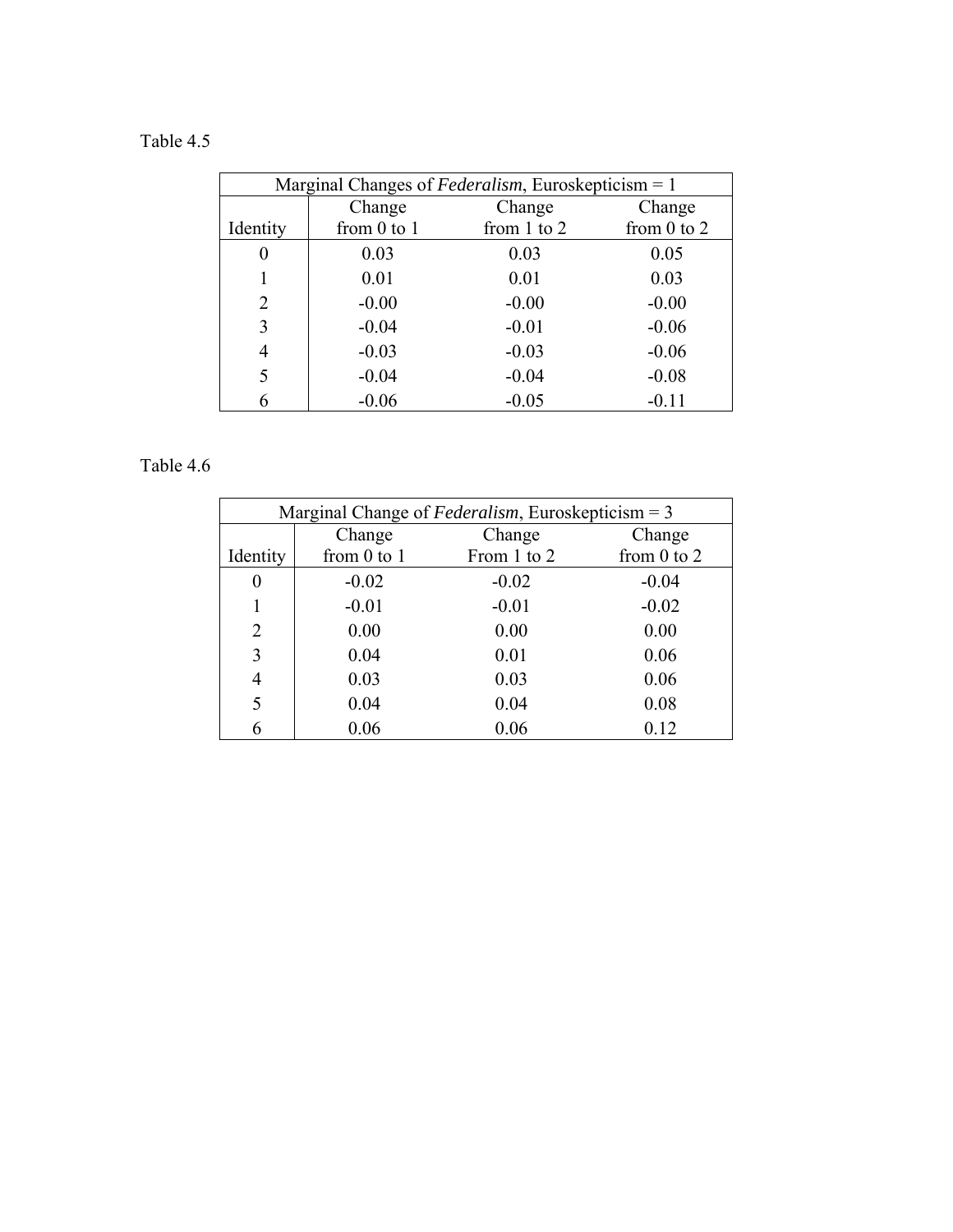Table 4.5

| Marginal Changes of *Federalism*, Euroskepticism = 1 | | | |
|---|---|---|---|
| Identity | Change from 0 to 1 | Change from 1 to 2 | Change from 0 to 2 |
| 0 | 0.03 | 0.03 | 0.05 |
| 1 | 0.01 | 0.01 | 0.03 |
| 2 | -0.00 | -0.00 | -0.00 |
| 3 | -0.04 | -0.01 | -0.06 |
| 4 | -0.03 | -0.03 | -0.06 |
| 5 | -0.04 | -0.04 | -0.08 |
| 6 | -0.06 | -0.05 | -0.11 |

Table 4.6

| Marginal Change of *Federalism*, Euroskepticism = 3 | | | |
|---|---|---|---|
| Identity | Change from 0 to 1 | Change From 1 to 2 | Change from 0 to 2 |
| 0 | -0.02 | -0.02 | -0.04 |
| 1 | -0.01 | -0.01 | -0.02 |
| 2 | 0.00 | 0.00 | 0.00 |
| 3 | 0.04 | 0.01 | 0.06 |
| 4 | 0.03 | 0.03 | 0.06 |
| 5 | 0.04 | 0.04 | 0.08 |
| 6 | 0.06 | 0.06 | 0.12 |